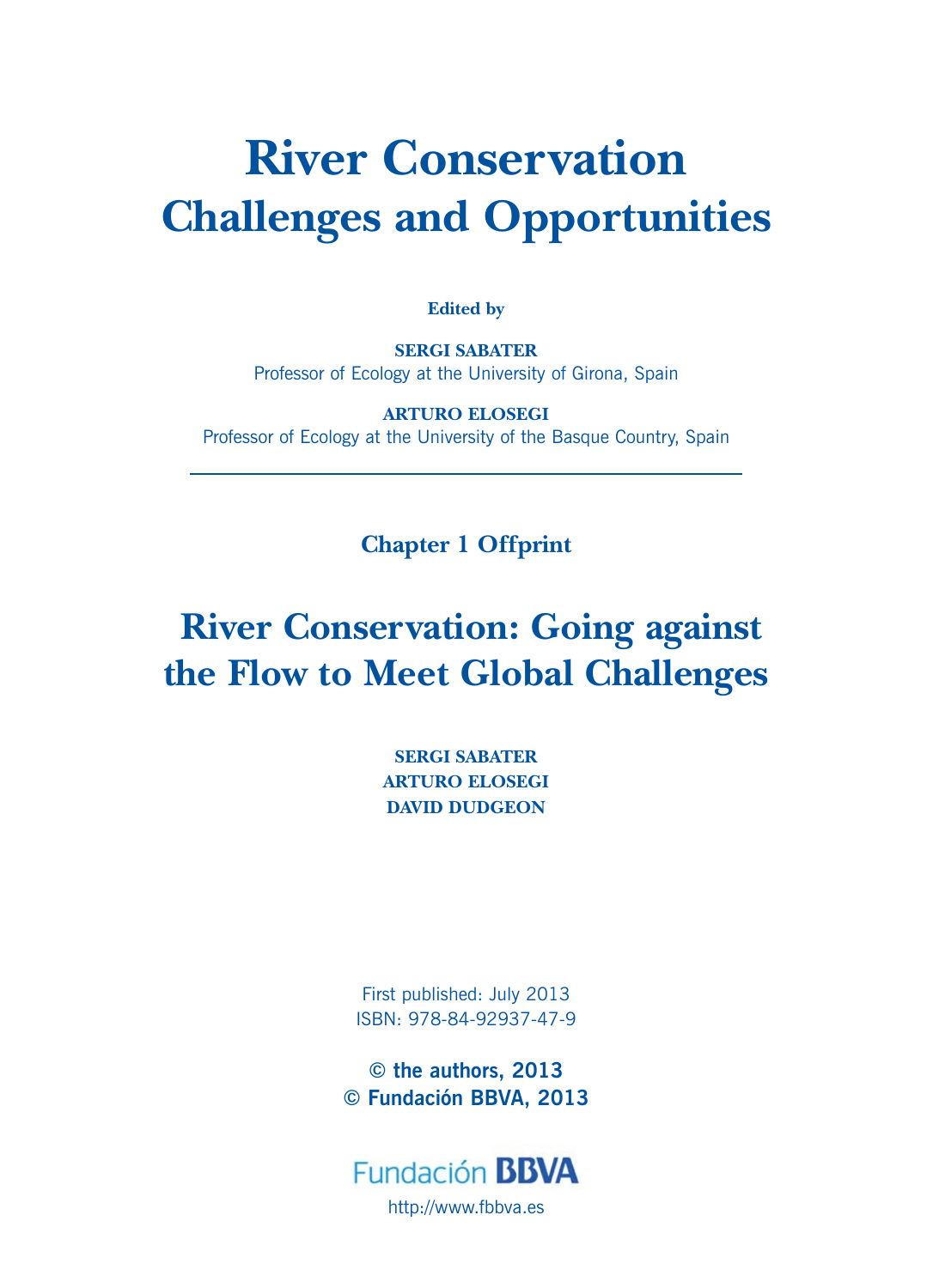# River Conservation
## Challenges and Opportunities

**Edited by**

**SERGI SABATER**
Professor of Ecology at the University of Girona, Spain

**ARTURO ELOSEGI**
Professor of Ecology at the University of the Basque Country, Spain

---

**Chapter 1 Offprint**

# River Conservation: Going against the Flow to Meet Global Challenges

**SERGI SABATER**
**ARTURO ELOSEGI**
**DAVID DUDGEON**

First published: July 2013
ISBN: 978-84-92937-47-9

**© the authors, 2013**
**© Fundación BBVA, 2013**

Fundación **BBVA**
http://www.fbbva.es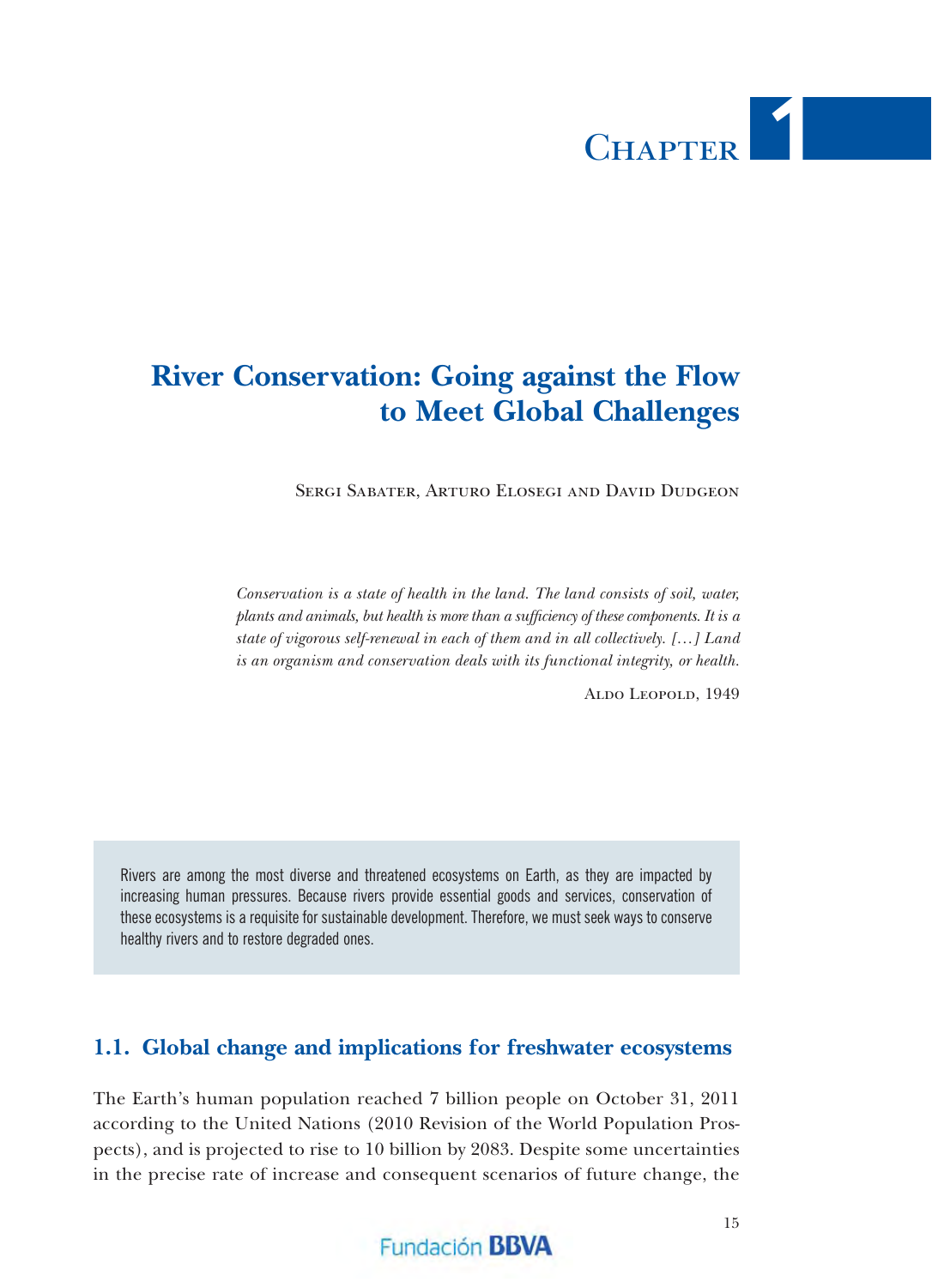# Chapter 1

# River Conservation: Going against the Flow to Meet Global Challenges

Sergi Sabater, Arturo Elosegi and David Dudgeon

*Conservation is a state of health in the land. The land consists of soil, water, plants and animals, but health is more than a sufficiency of these components. It is a state of vigorous self-renewal in each of them and in all collectively. […] Land is an organism and conservation deals with its functional integrity, or health.*

Aldo Leopold, 1949

Rivers are among the most diverse and threatened ecosystems on Earth, as they are impacted by increasing human pressures. Because rivers provide essential goods and services, conservation of these ecosystems is a requisite for sustainable development. Therefore, we must seek ways to conserve healthy rivers and to restore degraded ones.

## 1.1. Global change and implications for freshwater ecosystems

The Earth's human population reached 7 billion people on October 31, 2011 according to the United Nations (2010 Revision of the World Population Prospects), and is projected to rise to 10 billion by 2083. Despite some uncertainties in the precise rate of increase and consequent scenarios of future change, the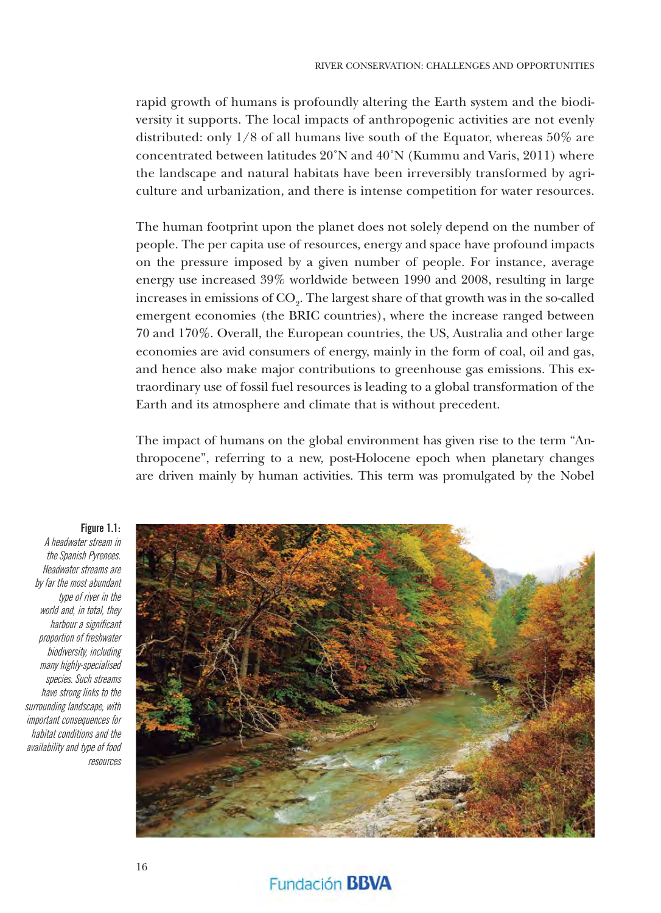rapid growth of humans is profoundly altering the Earth system and the biodiversity it supports. The local impacts of anthropogenic activities are not evenly distributed: only 1/8 of all humans live south of the Equator, whereas 50% are concentrated between latitudes 20˚N and 40˚N (Kummu and Varis, 2011) where the landscape and natural habitats have been irreversibly transformed by agriculture and urbanization, and there is intense competition for water resources.

The human footprint upon the planet does not solely depend on the number of people. The per capita use of resources, energy and space have profound impacts on the pressure imposed by a given number of people. For instance, average energy use increased 39% worldwide between 1990 and 2008, resulting in large increases in emissions of $CO_2$. The largest share of that growth was in the so-called emergent economies (the BRIC countries), where the increase ranged between 70 and 170%. Overall, the European countries, the US, Australia and other large economies are avid consumers of energy, mainly in the form of coal, oil and gas, and hence also make major contributions to greenhouse gas emissions. This extraordinary use of fossil fuel resources is leading to a global transformation of the Earth and its atmosphere and climate that is without precedent.

The impact of humans on the global environment has given rise to the term "Anthropocene", referring to a new, post-Holocene epoch when planetary changes are driven mainly by human activities. This term was promulgated by the Nobel

**Figure 1.1:** *A headwater stream in the Spanish Pyrenees. Headwater streams are by far the most abundant type of river in the world and, in total, they harbour a significant proportion of freshwater biodiversity, including many highly-specialised species. Such streams have strong links to the surrounding landscape, with important consequences for habitat conditions and the availability and type of food resources*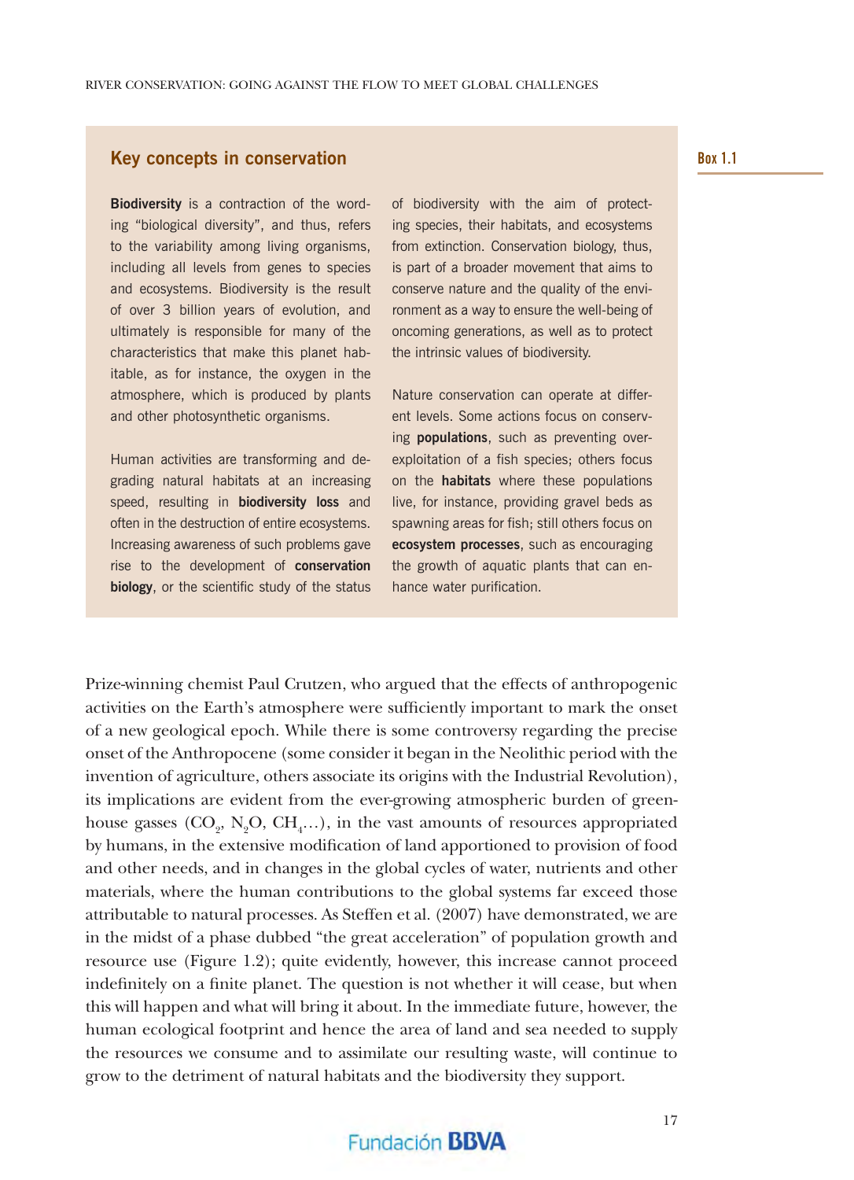## Key concepts in conservation

Box 1.1

**Biodiversity** is a contraction of the wording "biological diversity", and thus, refers to the variability among living organisms, including all levels from genes to species and ecosystems. Biodiversity is the result of over 3 billion years of evolution, and ultimately is responsible for many of the characteristics that make this planet habitable, as for instance, the oxygen in the atmosphere, which is produced by plants and other photosynthetic organisms.

Human activities are transforming and degrading natural habitats at an increasing speed, resulting in **biodiversity loss** and often in the destruction of entire ecosystems. Increasing awareness of such problems gave rise to the development of **conservation biology**, or the scientific study of the status of biodiversity with the aim of protecting species, their habitats, and ecosystems from extinction. Conservation biology, thus, is part of a broader movement that aims to conserve nature and the quality of the environment as a way to ensure the well-being of oncoming generations, as well as to protect the intrinsic values of biodiversity.

Nature conservation can operate at different levels. Some actions focus on conserving **populations**, such as preventing overexploitation of a fish species; others focus on the **habitats** where these populations live, for instance, providing gravel beds as spawning areas for fish; still others focus on **ecosystem processes**, such as encouraging the growth of aquatic plants that can enhance water purification.

Prize-winning chemist Paul Crutzen, who argued that the effects of anthropogenic activities on the Earth's atmosphere were sufficiently important to mark the onset of a new geological epoch. While there is some controversy regarding the precise onset of the Anthropocene (some consider it began in the Neolithic period with the invention of agriculture, others associate its origins with the Industrial Revolution), its implications are evident from the ever-growing atmospheric burden of greenhouse gasses ($CO_2$, $N_2O$, $CH_4$...), in the vast amounts of resources appropriated by humans, in the extensive modification of land apportioned to provision of food and other needs, and in changes in the global cycles of water, nutrients and other materials, where the human contributions to the global systems far exceed those attributable to natural processes. As Steffen et al. (2007) have demonstrated, we are in the midst of a phase dubbed "the great acceleration" of population growth and resource use (Figure 1.2); quite evidently, however, this increase cannot proceed indefinitely on a finite planet. The question is not whether it will cease, but when this will happen and what will bring it about. In the immediate future, however, the human ecological footprint and hence the area of land and sea needed to supply the resources we consume and to assimilate our resulting waste, will continue to grow to the detriment of natural habitats and the biodiversity they support.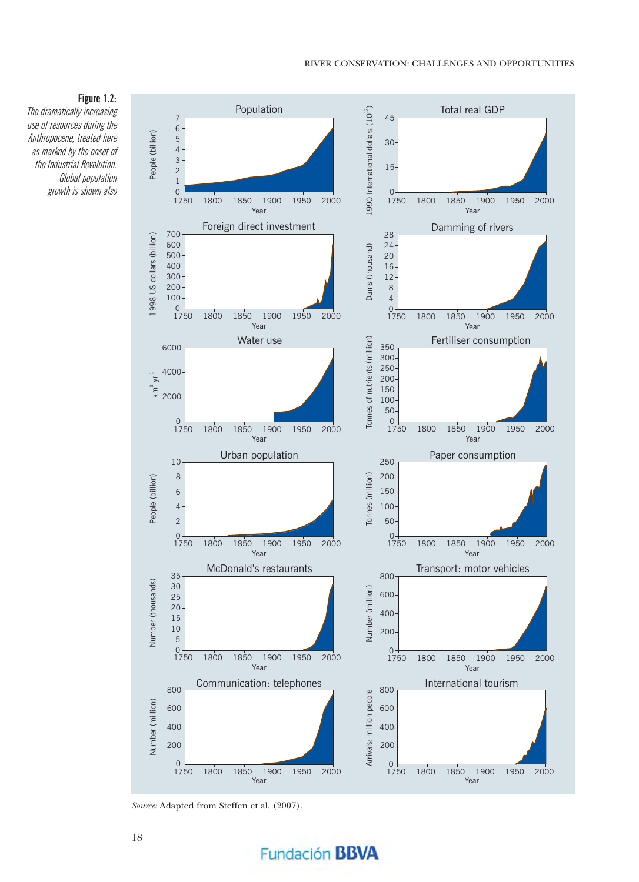**Figure 1.2:**

*The dramatically increasing use of resources during the Anthropocene, treated here as marked by the onset of the Industrial Revolution. Global population growth is shown also*

*Source:* Adapted from Steffen et al. (2007).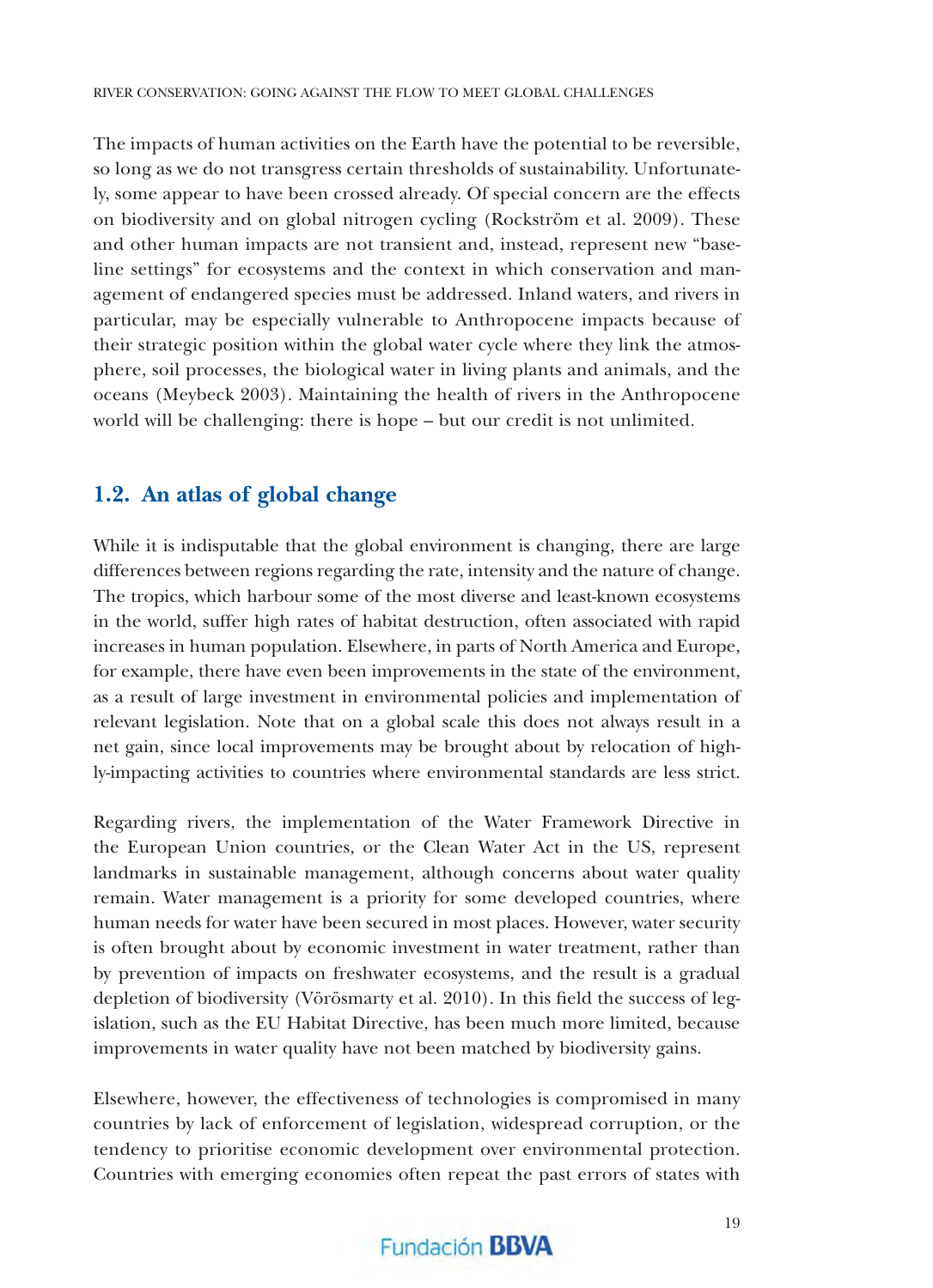The impacts of human activities on the Earth have the potential to be reversible, so long as we do not transgress certain thresholds of sustainability. Unfortunately, some appear to have been crossed already. Of special concern are the effects on biodiversity and on global nitrogen cycling (Rockström et al. 2009). These and other human impacts are not transient and, instead, represent new "baseline settings" for ecosystems and the context in which conservation and management of endangered species must be addressed. Inland waters, and rivers in particular, may be especially vulnerable to Anthropocene impacts because of their strategic position within the global water cycle where they link the atmosphere, soil processes, the biological water in living plants and animals, and the oceans (Meybeck 2003). Maintaining the health of rivers in the Anthropocene world will be challenging: there is hope – but our credit is not unlimited.

## 1.2. An atlas of global change

While it is indisputable that the global environment is changing, there are large differences between regions regarding the rate, intensity and the nature of change. The tropics, which harbour some of the most diverse and least-known ecosystems in the world, suffer high rates of habitat destruction, often associated with rapid increases in human population. Elsewhere, in parts of North America and Europe, for example, there have even been improvements in the state of the environment, as a result of large investment in environmental policies and implementation of relevant legislation. Note that on a global scale this does not always result in a net gain, since local improvements may be brought about by relocation of highly-impacting activities to countries where environmental standards are less strict.

Regarding rivers, the implementation of the Water Framework Directive in the European Union countries, or the Clean Water Act in the US, represent landmarks in sustainable management, although concerns about water quality remain. Water management is a priority for some developed countries, where human needs for water have been secured in most places. However, water security is often brought about by economic investment in water treatment, rather than by prevention of impacts on freshwater ecosystems, and the result is a gradual depletion of biodiversity (Vörösmarty et al. 2010). In this field the success of legislation, such as the EU Habitat Directive, has been much more limited, because improvements in water quality have not been matched by biodiversity gains.

Elsewhere, however, the effectiveness of technologies is compromised in many countries by lack of enforcement of legislation, widespread corruption, or the tendency to prioritise economic development over environmental protection. Countries with emerging economies often repeat the past errors of states with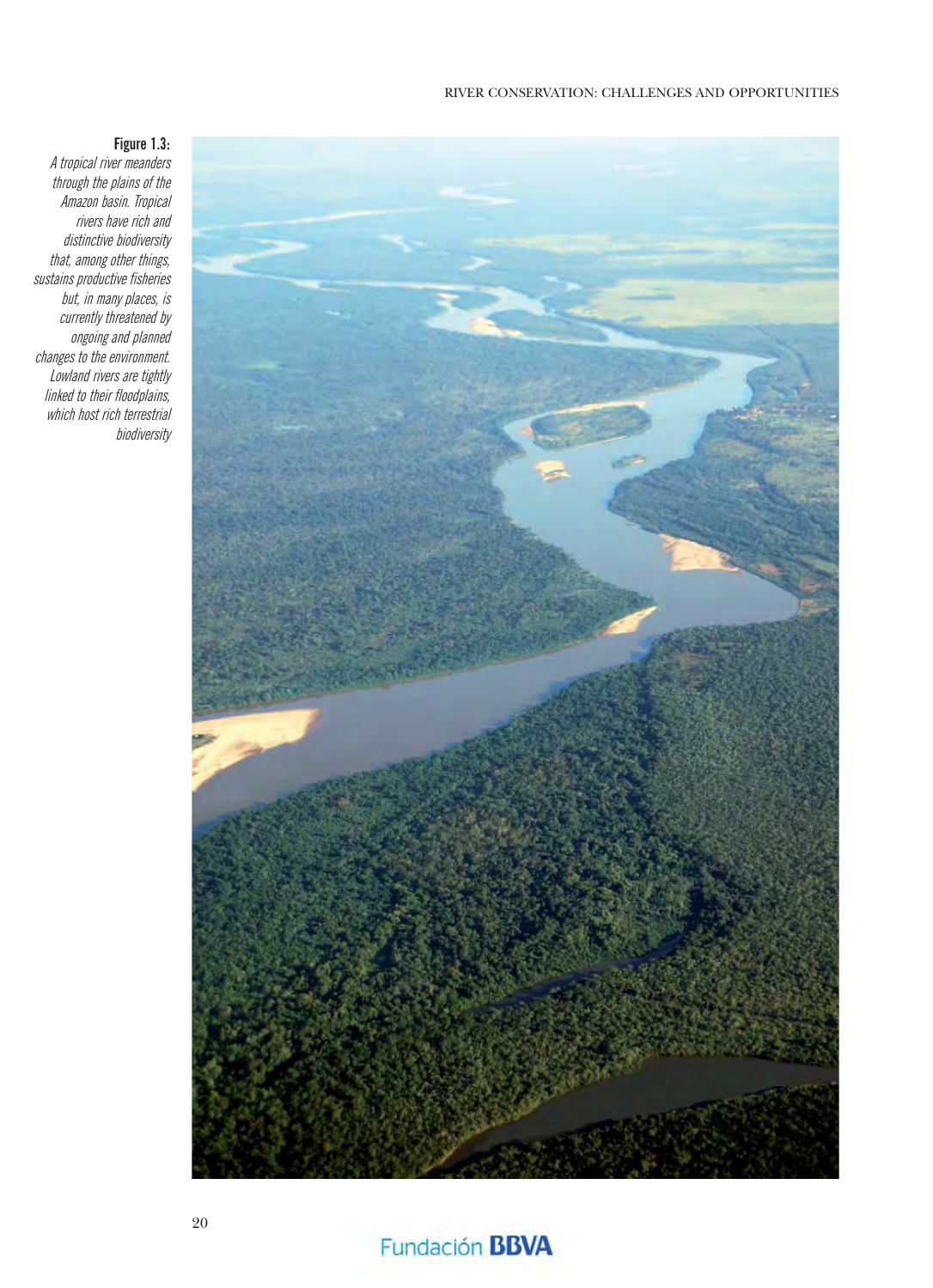**Figure 1.3:**
*A tropical river meanders through the plains of the Amazon basin. Tropical rivers have rich and distinctive biodiversity that, among other things, sustains productive fisheries but, in many places, is currently threatened by ongoing and planned changes to the environment. Lowland rivers are tightly linked to their floodplains, which host rich terrestrial biodiversity*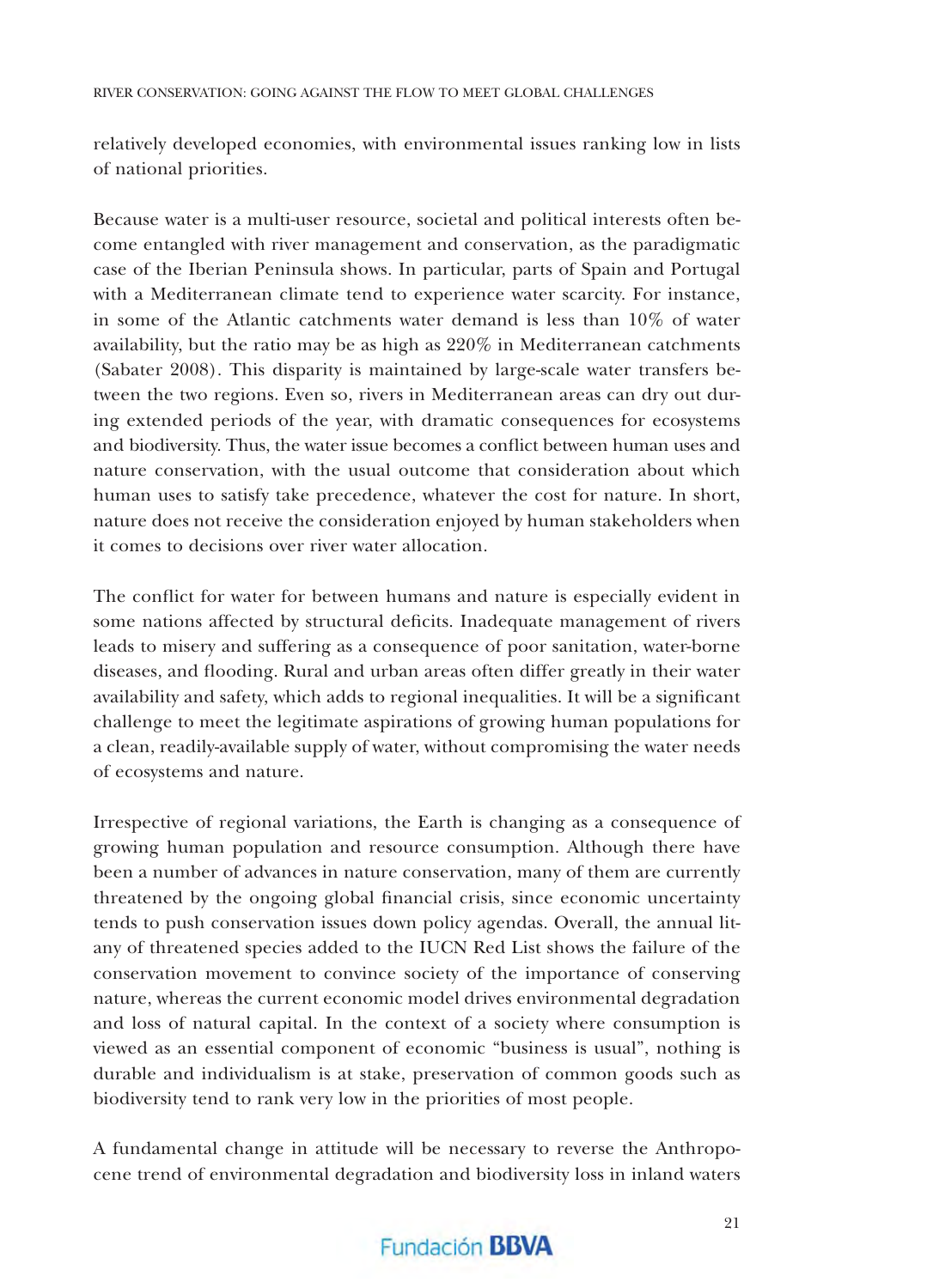relatively developed economies, with environmental issues ranking low in lists of national priorities.

Because water is a multi-user resource, societal and political interests often become entangled with river management and conservation, as the paradigmatic case of the Iberian Peninsula shows. In particular, parts of Spain and Portugal with a Mediterranean climate tend to experience water scarcity. For instance, in some of the Atlantic catchments water demand is less than 10% of water availability, but the ratio may be as high as 220% in Mediterranean catchments (Sabater 2008). This disparity is maintained by large-scale water transfers between the two regions. Even so, rivers in Mediterranean areas can dry out during extended periods of the year, with dramatic consequences for ecosystems and biodiversity. Thus, the water issue becomes a conflict between human uses and nature conservation, with the usual outcome that consideration about which human uses to satisfy take precedence, whatever the cost for nature. In short, nature does not receive the consideration enjoyed by human stakeholders when it comes to decisions over river water allocation.

The conflict for water for between humans and nature is especially evident in some nations affected by structural deficits. Inadequate management of rivers leads to misery and suffering as a consequence of poor sanitation, water-borne diseases, and flooding. Rural and urban areas often differ greatly in their water availability and safety, which adds to regional inequalities. It will be a significant challenge to meet the legitimate aspirations of growing human populations for a clean, readily-available supply of water, without compromising the water needs of ecosystems and nature.

Irrespective of regional variations, the Earth is changing as a consequence of growing human population and resource consumption. Although there have been a number of advances in nature conservation, many of them are currently threatened by the ongoing global financial crisis, since economic uncertainty tends to push conservation issues down policy agendas. Overall, the annual litany of threatened species added to the IUCN Red List shows the failure of the conservation movement to convince society of the importance of conserving nature, whereas the current economic model drives environmental degradation and loss of natural capital. In the context of a society where consumption is viewed as an essential component of economic "business is usual", nothing is durable and individualism is at stake, preservation of common goods such as biodiversity tend to rank very low in the priorities of most people.

A fundamental change in attitude will be necessary to reverse the Anthropocene trend of environmental degradation and biodiversity loss in inland waters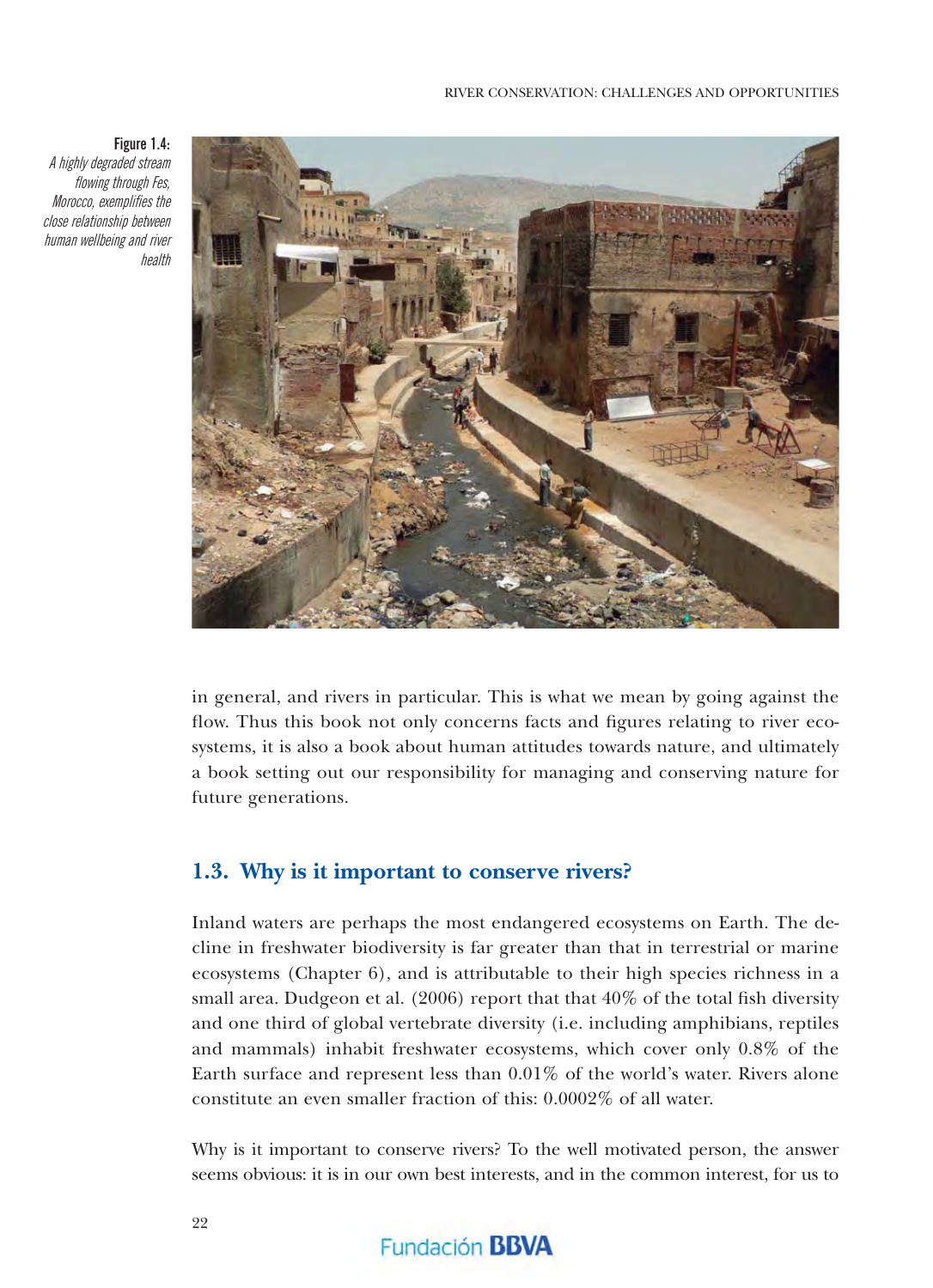**Figure 1.4:** *A highly degraded stream flowing through Fes, Morocco, exemplifies the close relationship between human wellbeing and river health*

in general, and rivers in particular. This is what we mean by going against the flow. Thus this book not only concerns facts and figures relating to river ecosystems, it is also a book about human attitudes towards nature, and ultimately a book setting out our responsibility for managing and conserving nature for future generations.

## 1.3. Why is it important to conserve rivers?

Inland waters are perhaps the most endangered ecosystems on Earth. The decline in freshwater biodiversity is far greater than that in terrestrial or marine ecosystems (Chapter 6), and is attributable to their high species richness in a small area. Dudgeon et al. (2006) report that that 40% of the total fish diversity and one third of global vertebrate diversity (i.e. including amphibians, reptiles and mammals) inhabit freshwater ecosystems, which cover only 0.8% of the Earth surface and represent less than 0.01% of the world's water. Rivers alone constitute an even smaller fraction of this: 0.0002% of all water.

Why is it important to conserve rivers? To the well motivated person, the answer seems obvious: it is in our own best interests, and in the common interest, for us to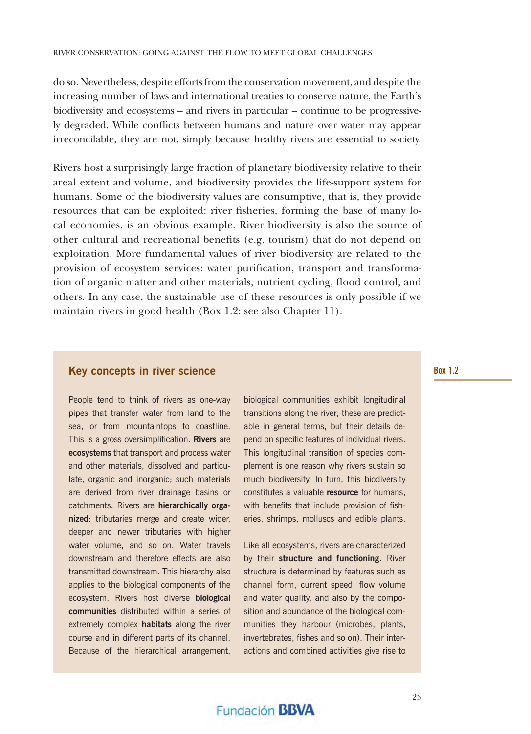do so. Nevertheless, despite efforts from the conservation movement, and despite the increasing number of laws and international treaties to conserve nature, the Earth's biodiversity and ecosystems – and rivers in particular – continue to be progressively degraded. While conflicts between humans and nature over water may appear irreconcilable, they are not, simply because healthy rivers are essential to society.

Rivers host a surprisingly large fraction of planetary biodiversity relative to their areal extent and volume, and biodiversity provides the life-support system for humans. Some of the biodiversity values are consumptive, that is, they provide resources that can be exploited: river fisheries, forming the base of many local economies, is an obvious example. River biodiversity is also the source of other cultural and recreational benefits (e.g. tourism) that do not depend on exploitation. More fundamental values of river biodiversity are related to the provision of ecosystem services: water purification, transport and transformation of organic matter and other materials, nutrient cycling, flood control, and others. In any case, the sustainable use of these resources is only possible if we maintain rivers in good health (Box 1.2: see also Chapter 11).

**Box 1.2**

## Key concepts in river science

People tend to think of rivers as one-way pipes that transfer water from land to the sea, or from mountaintops to coastline. This is a gross oversimplification. **Rivers** are **ecosystems** that transport and process water and other materials, dissolved and particulate, organic and inorganic; such materials are derived from river drainage basins or catchments. Rivers are **hierarchically organized**: tributaries merge and create wider, deeper and newer tributaries with higher water volume, and so on. Water travels downstream and therefore effects are also transmitted downstream. This hierarchy also applies to the biological components of the ecosystem. Rivers host diverse **biological communities** distributed within a series of extremely complex **habitats** along the river course and in different parts of its channel. Because of the hierarchical arrangement, biological communities exhibit longitudinal transitions along the river; these are predictable in general terms, but their details depend on specific features of individual rivers. This longitudinal transition of species complement is one reason why rivers sustain so much biodiversity. In turn, this biodiversity constitutes a valuable **resource** for humans, with benefits that include provision of fisheries, shrimps, molluscs and edible plants.

Like all ecosystems, rivers are characterized by their **structure and functioning**. River structure is determined by features such as channel form, current speed, flow volume and water quality, and also by the composition and abundance of the biological communities they harbour (microbes, plants, invertebrates, fishes and so on). Their interactions and combined activities give rise to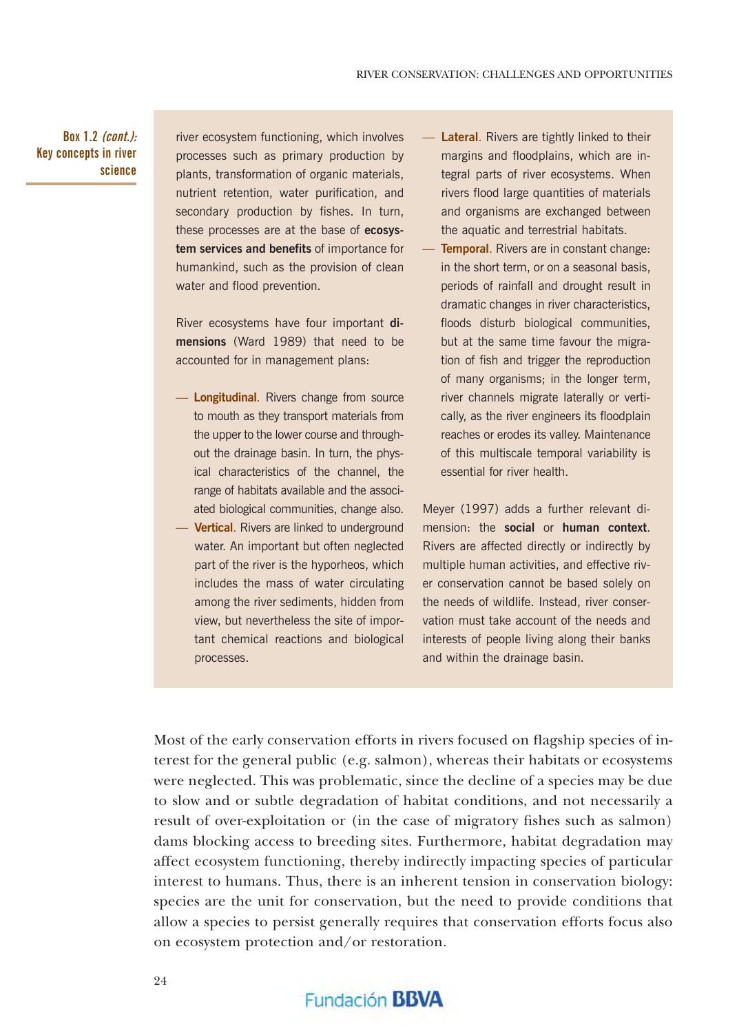**Box 1.2** *(cont.)***: Key concepts in river science**

river ecosystem functioning, which involves processes such as primary production by plants, transformation of organic materials, nutrient retention, water purification, and secondary production by fishes. In turn, these processes are at the base of **ecosystem services and benefits** of importance for humankind, such as the provision of clean water and flood prevention.

River ecosystems have four important **dimensions** (Ward 1989) that need to be accounted for in management plans:

- **Longitudinal**. Rivers change from source to mouth as they transport materials from the upper to the lower course and throughout the drainage basin. In turn, the physical characteristics of the channel, the range of habitats available and the associated biological communities, change also.
- **Vertical**. Rivers are linked to underground water. An important but often neglected part of the river is the hyporheos, which includes the mass of water circulating among the river sediments, hidden from view, but nevertheless the site of important chemical reactions and biological processes.
- **Lateral**. Rivers are tightly linked to their margins and floodplains, which are integral parts of river ecosystems. When rivers flood large quantities of materials and organisms are exchanged between the aquatic and terrestrial habitats.
- **Temporal**. Rivers are in constant change: in the short term, or on a seasonal basis, periods of rainfall and drought result in dramatic changes in river characteristics, floods disturb biological communities, but at the same time favour the migration of fish and trigger the reproduction of many organisms; in the longer term, river channels migrate laterally or vertically, as the river engineers its floodplain reaches or erodes its valley. Maintenance of this multiscale temporal variability is essential for river health.

Meyer (1997) adds a further relevant dimension: the **social** or **human context**. Rivers are affected directly or indirectly by multiple human activities, and effective river conservation cannot be based solely on the needs of wildlife. Instead, river conservation must take account of the needs and interests of people living along their banks and within the drainage basin.

Most of the early conservation efforts in rivers focused on flagship species of interest for the general public (e.g. salmon), whereas their habitats or ecosystems were neglected. This was problematic, since the decline of a species may be due to slow and or subtle degradation of habitat conditions, and not necessarily a result of over-exploitation or (in the case of migratory fishes such as salmon) dams blocking access to breeding sites. Furthermore, habitat degradation may affect ecosystem functioning, thereby indirectly impacting species of particular interest to humans. Thus, there is an inherent tension in conservation biology: species are the unit for conservation, but the need to provide conditions that allow a species to persist generally requires that conservation efforts focus also on ecosystem protection and/or restoration.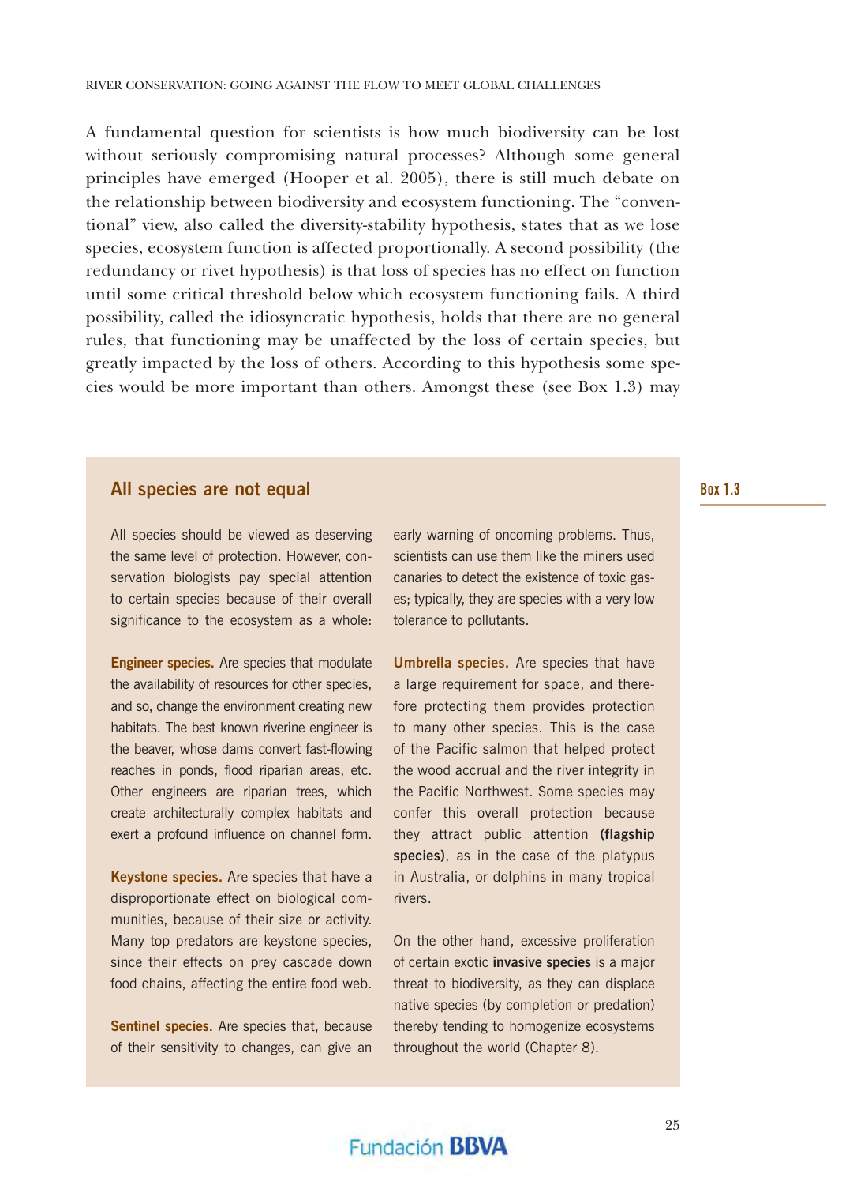A fundamental question for scientists is how much biodiversity can be lost without seriously compromising natural processes? Although some general principles have emerged (Hooper et al. 2005), there is still much debate on the relationship between biodiversity and ecosystem functioning. The "conventional" view, also called the diversity-stability hypothesis, states that as we lose species, ecosystem function is affected proportionally. A second possibility (the redundancy or rivet hypothesis) is that loss of species has no effect on function until some critical threshold below which ecosystem functioning fails. A third possibility, called the idiosyncratic hypothesis, holds that there are no general rules, that functioning may be unaffected by the loss of certain species, but greatly impacted by the loss of others. According to this hypothesis some species would be more important than others. Amongst these (see Box 1.3) may

Box 1.3

## All species are not equal

All species should be viewed as deserving the same level of protection. However, conservation biologists pay special attention to certain species because of their overall significance to the ecosystem as a whole:

**Engineer species.** Are species that modulate the availability of resources for other species, and so, change the environment creating new habitats. The best known riverine engineer is the beaver, whose dams convert fast-flowing reaches in ponds, flood riparian areas, etc. Other engineers are riparian trees, which create architecturally complex habitats and exert a profound influence on channel form.

**Keystone species.** Are species that have a disproportionate effect on biological communities, because of their size or activity. Many top predators are keystone species, since their effects on prey cascade down food chains, affecting the entire food web.

**Sentinel species.** Are species that, because of their sensitivity to changes, can give an early warning of oncoming problems. Thus, scientists can use them like the miners used canaries to detect the existence of toxic gases; typically, they are species with a very low tolerance to pollutants.

**Umbrella species.** Are species that have a large requirement for space, and therefore protecting them provides protection to many other species. This is the case of the Pacific salmon that helped protect the wood accrual and the river integrity in the Pacific Northwest. Some species may confer this overall protection because they attract public attention **(flagship species)**, as in the case of the platypus in Australia, or dolphins in many tropical rivers.

On the other hand, excessive proliferation of certain exotic **invasive species** is a major threat to biodiversity, as they can displace native species (by completion or predation) thereby tending to homogenize ecosystems throughout the world (Chapter 8).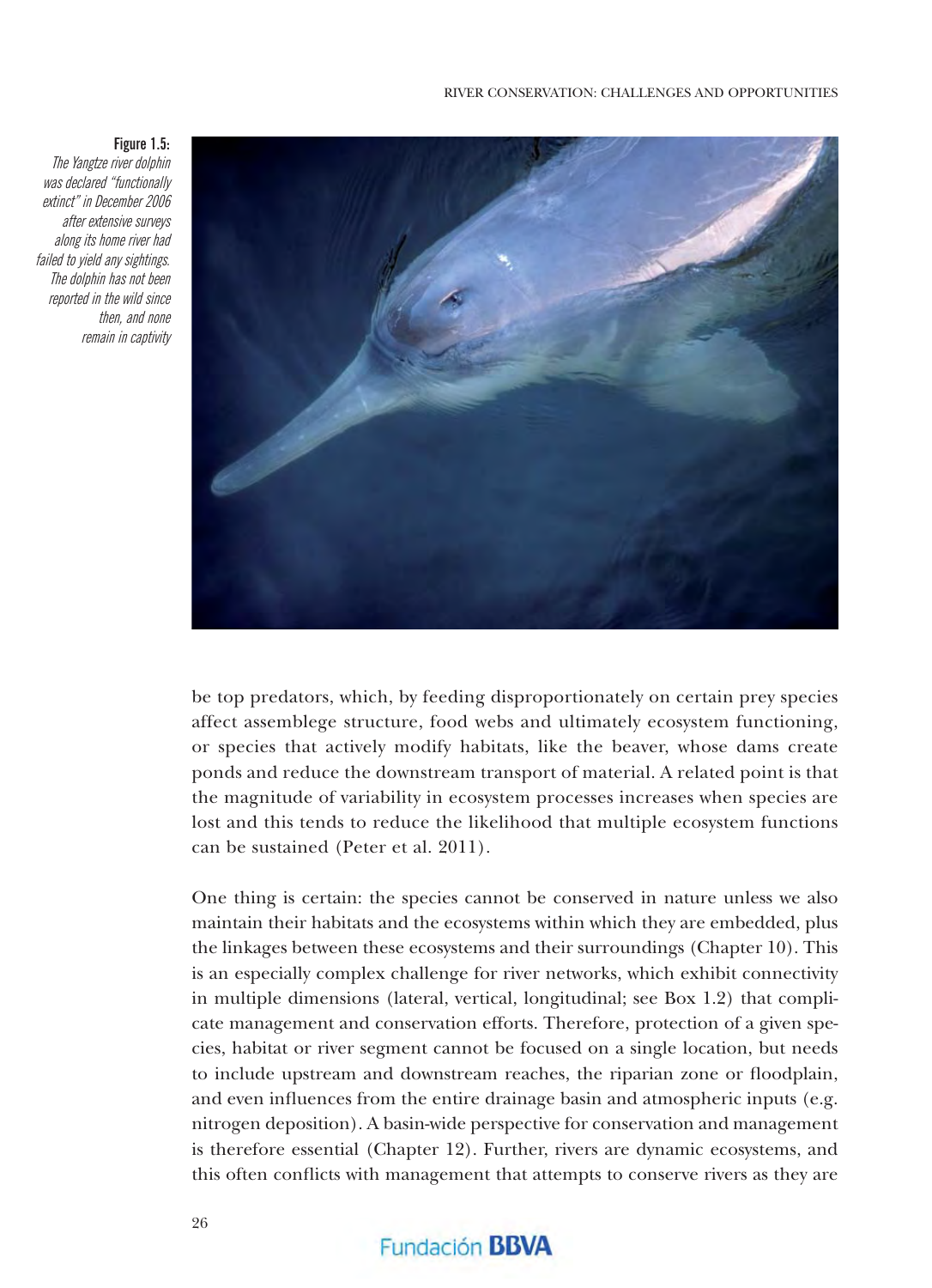**Figure 1.5:**
*The Yangtze river dolphin was declared "functionally extinct" in December 2006 after extensive surveys along its home river had failed to yield any sightings. The dolphin has not been reported in the wild since then, and none remain in captivity*

be top predators, which, by feeding disproportionately on certain prey species affect assemblege structure, food webs and ultimately ecosystem functioning, or species that actively modify habitats, like the beaver, whose dams create ponds and reduce the downstream transport of material. A related point is that the magnitude of variability in ecosystem processes increases when species are lost and this tends to reduce the likelihood that multiple ecosystem functions can be sustained (Peter et al. 2011).

One thing is certain: the species cannot be conserved in nature unless we also maintain their habitats and the ecosystems within which they are embedded, plus the linkages between these ecosystems and their surroundings (Chapter 10). This is an especially complex challenge for river networks, which exhibit connectivity in multiple dimensions (lateral, vertical, longitudinal; see Box 1.2) that complicate management and conservation efforts. Therefore, protection of a given species, habitat or river segment cannot be focused on a single location, but needs to include upstream and downstream reaches, the riparian zone or floodplain, and even influences from the entire drainage basin and atmospheric inputs (e.g. nitrogen deposition). A basin-wide perspective for conservation and management is therefore essential (Chapter 12). Further, rivers are dynamic ecosystems, and this often conflicts with management that attempts to conserve rivers as they are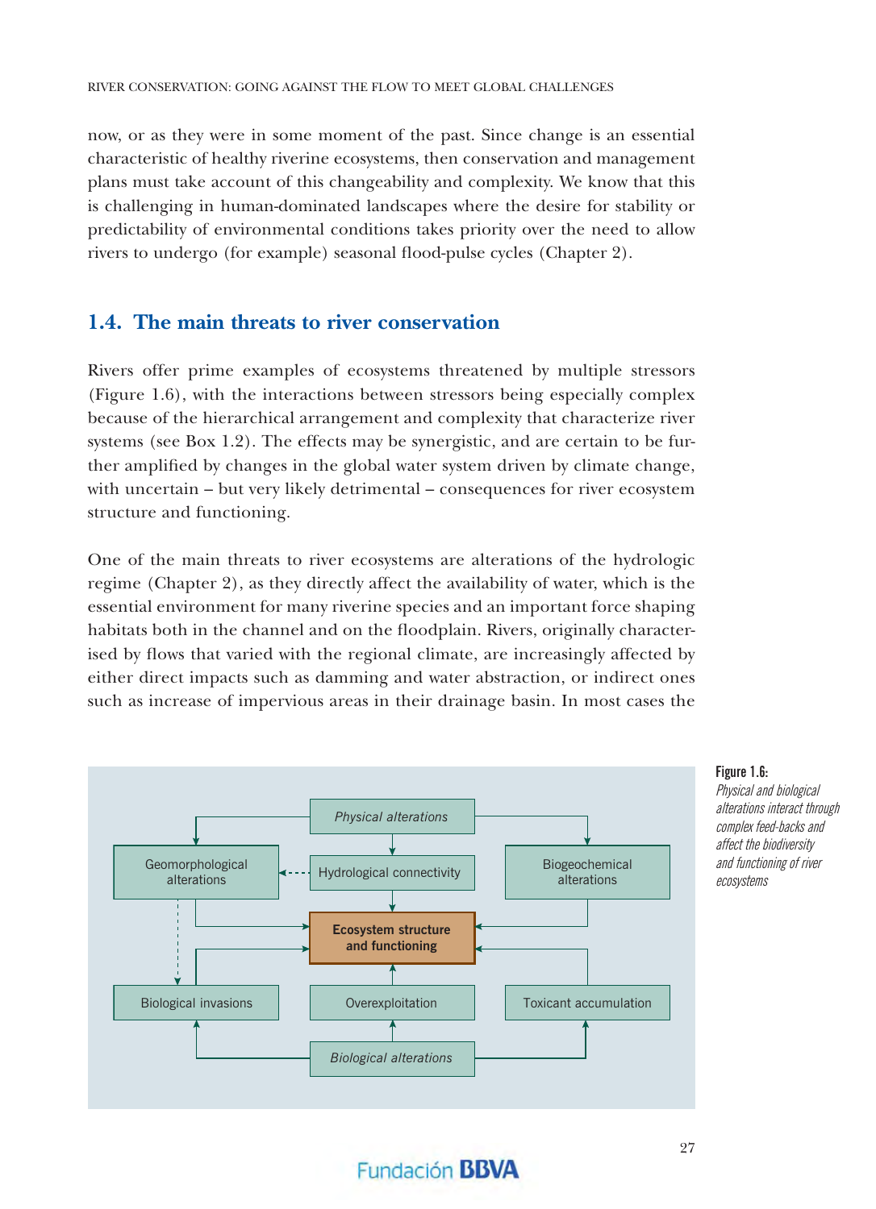now, or as they were in some moment of the past. Since change is an essential characteristic of healthy riverine ecosystems, then conservation and management plans must take account of this changeability and complexity. We know that this is challenging in human-dominated landscapes where the desire for stability or predictability of environmental conditions takes priority over the need to allow rivers to undergo (for example) seasonal flood-pulse cycles (Chapter 2).

## 1.4. The main threats to river conservation

Rivers offer prime examples of ecosystems threatened by multiple stressors (Figure 1.6), with the interactions between stressors being especially complex because of the hierarchical arrangement and complexity that characterize river systems (see Box 1.2). The effects may be synergistic, and are certain to be further amplified by changes in the global water system driven by climate change, with uncertain – but very likely detrimental – consequences for river ecosystem structure and functioning.

One of the main threats to river ecosystems are alterations of the hydrologic regime (Chapter 2), as they directly affect the availability of water, which is the essential environment for many riverine species and an important force shaping habitats both in the channel and on the floodplain. Rivers, originally characterised by flows that varied with the regional climate, are increasingly affected by either direct impacts such as damming and water abstraction, or indirect ones such as increase of impervious areas in their drainage basin. In most cases the

*Physical alterations*

Geomorphological alterations | Hydrological connectivity | Biogeochemical alterations

**Ecosystem structure and functioning**

Biological invasions | Overexploitation | Toxicant accumulation

*Biological alterations*

**Figure 1.6:** *Physical and biological alterations interact through complex feed-backs and affect the biodiversity and functioning of river ecosystems*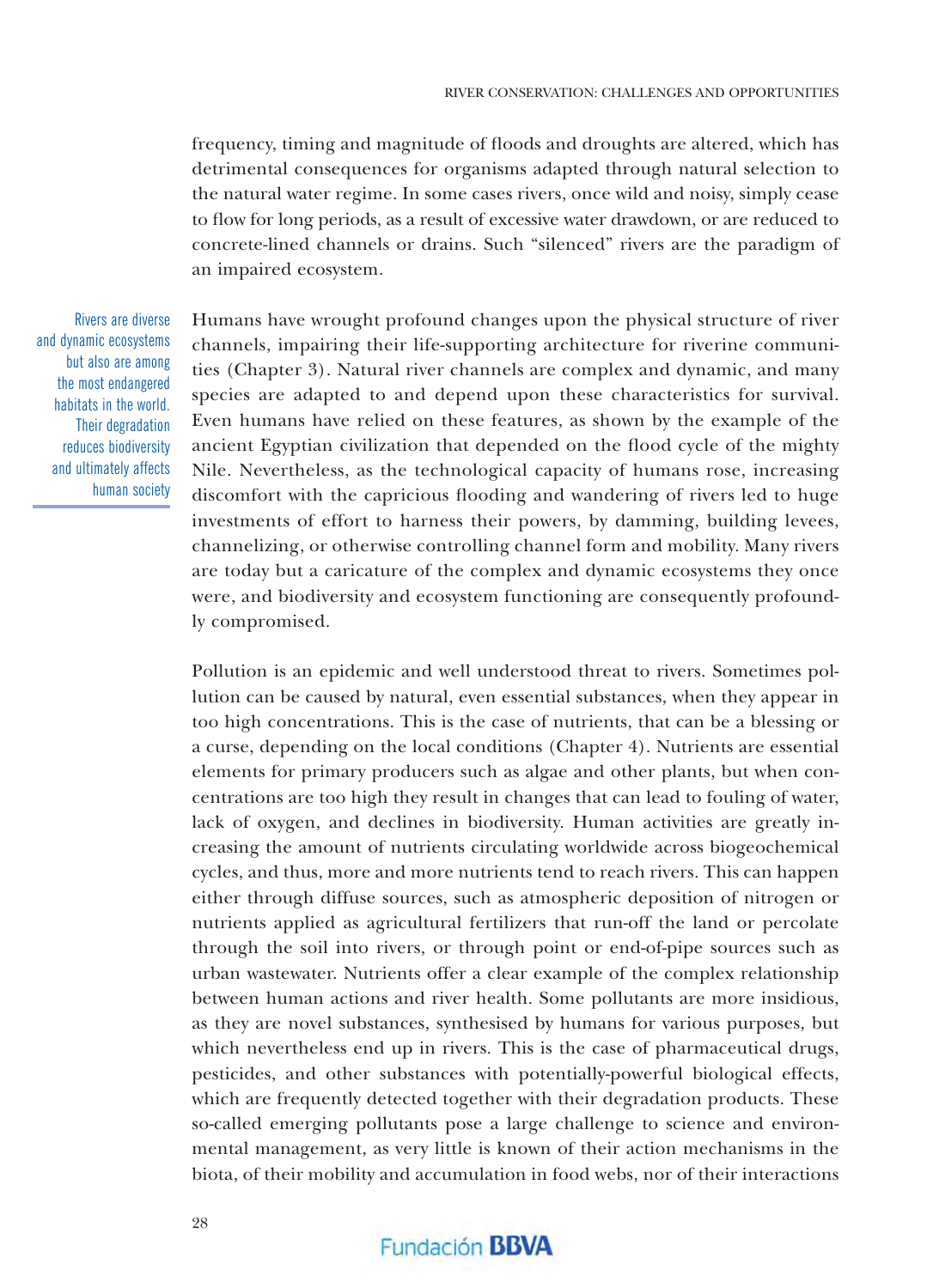frequency, timing and magnitude of floods and droughts are altered, which has detrimental consequences for organisms adapted through natural selection to the natural water regime. In some cases rivers, once wild and noisy, simply cease to flow for long periods, as a result of excessive water drawdown, or are reduced to concrete-lined channels or drains. Such "silenced" rivers are the paradigm of an impaired ecosystem.

> Rivers are diverse and dynamic ecosystems but also are among the most endangered habitats in the world. Their degradation reduces biodiversity and ultimately affects human society

Humans have wrought profound changes upon the physical structure of river channels, impairing their life-supporting architecture for riverine communities (Chapter 3). Natural river channels are complex and dynamic, and many species are adapted to and depend upon these characteristics for survival. Even humans have relied on these features, as shown by the example of the ancient Egyptian civilization that depended on the flood cycle of the mighty Nile. Nevertheless, as the technological capacity of humans rose, increasing discomfort with the capricious flooding and wandering of rivers led to huge investments of effort to harness their powers, by damming, building levees, channelizing, or otherwise controlling channel form and mobility. Many rivers are today but a caricature of the complex and dynamic ecosystems they once were, and biodiversity and ecosystem functioning are consequently profoundly compromised.

Pollution is an epidemic and well understood threat to rivers. Sometimes pollution can be caused by natural, even essential substances, when they appear in too high concentrations. This is the case of nutrients, that can be a blessing or a curse, depending on the local conditions (Chapter 4). Nutrients are essential elements for primary producers such as algae and other plants, but when concentrations are too high they result in changes that can lead to fouling of water, lack of oxygen, and declines in biodiversity. Human activities are greatly increasing the amount of nutrients circulating worldwide across biogeochemical cycles, and thus, more and more nutrients tend to reach rivers. This can happen either through diffuse sources, such as atmospheric deposition of nitrogen or nutrients applied as agricultural fertilizers that run-off the land or percolate through the soil into rivers, or through point or end-of-pipe sources such as urban wastewater. Nutrients offer a clear example of the complex relationship between human actions and river health. Some pollutants are more insidious, as they are novel substances, synthesised by humans for various purposes, but which nevertheless end up in rivers. This is the case of pharmaceutical drugs, pesticides, and other substances with potentially-powerful biological effects, which are frequently detected together with their degradation products. These so-called emerging pollutants pose a large challenge to science and environmental management, as very little is known of their action mechanisms in the biota, of their mobility and accumulation in food webs, nor of their interactions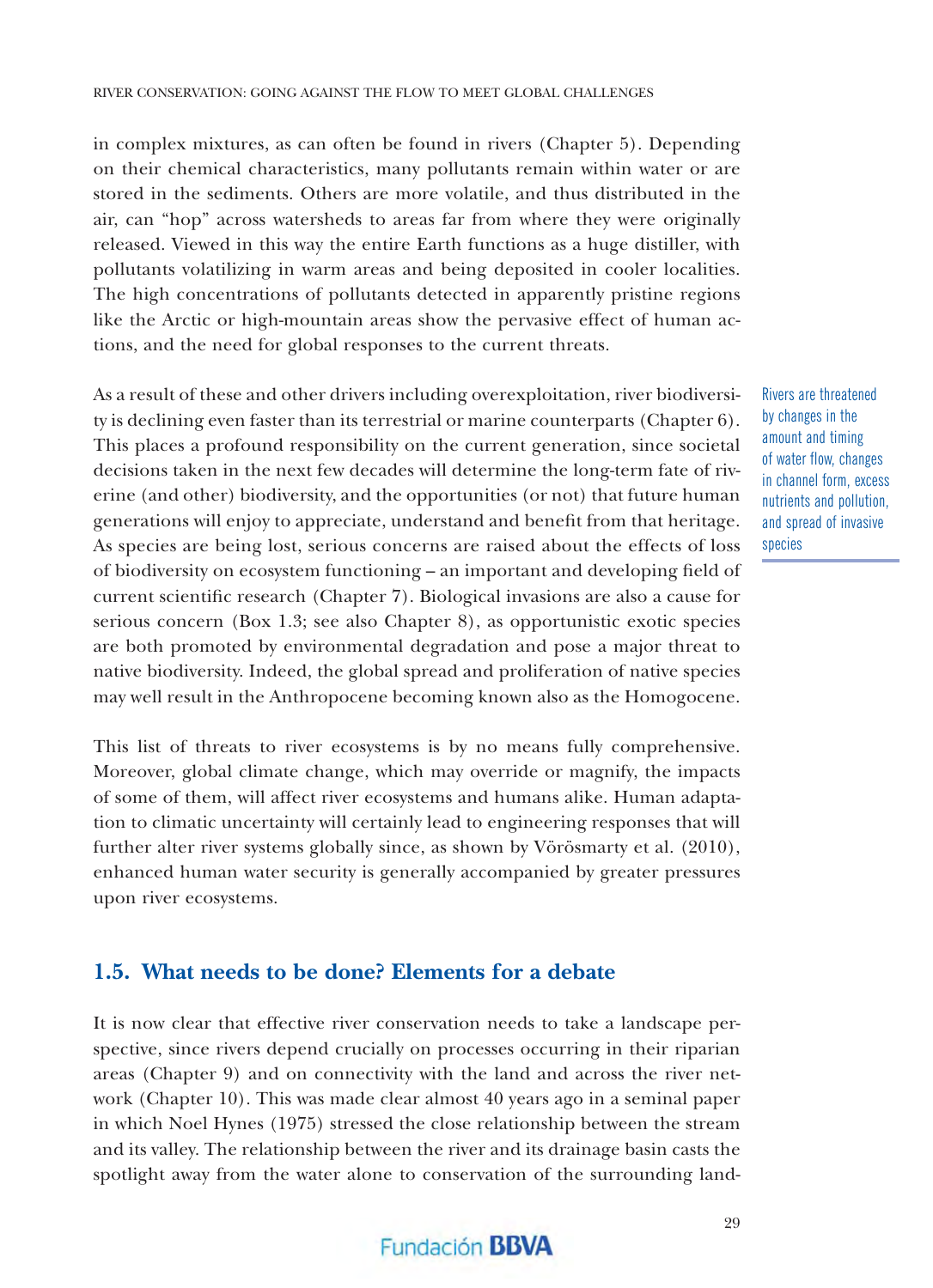in complex mixtures, as can often be found in rivers (Chapter 5). Depending on their chemical characteristics, many pollutants remain within water or are stored in the sediments. Others are more volatile, and thus distributed in the air, can "hop" across watersheds to areas far from where they were originally released. Viewed in this way the entire Earth functions as a huge distiller, with pollutants volatilizing in warm areas and being deposited in cooler localities. The high concentrations of pollutants detected in apparently pristine regions like the Arctic or high-mountain areas show the pervasive effect of human actions, and the need for global responses to the current threats.

As a result of these and other drivers including overexploitation, river biodiversity is declining even faster than its terrestrial or marine counterparts (Chapter 6). This places a profound responsibility on the current generation, since societal decisions taken in the next few decades will determine the long-term fate of riverine (and other) biodiversity, and the opportunities (or not) that future human generations will enjoy to appreciate, understand and benefit from that heritage. As species are being lost, serious concerns are raised about the effects of loss of biodiversity on ecosystem functioning – an important and developing field of current scientific research (Chapter 7). Biological invasions are also a cause for serious concern (Box 1.3; see also Chapter 8), as opportunistic exotic species are both promoted by environmental degradation and pose a major threat to native biodiversity. Indeed, the global spread and proliferation of native species may well result in the Anthropocene becoming known also as the Homogocene.

> Rivers are threatened by changes in the amount and timing of water flow, changes in channel form, excess nutrients and pollution, and spread of invasive species

This list of threats to river ecosystems is by no means fully comprehensive. Moreover, global climate change, which may override or magnify, the impacts of some of them, will affect river ecosystems and humans alike. Human adaptation to climatic uncertainty will certainly lead to engineering responses that will further alter river systems globally since, as shown by Vörösmarty et al. (2010), enhanced human water security is generally accompanied by greater pressures upon river ecosystems.

## 1.5. What needs to be done? Elements for a debate

It is now clear that effective river conservation needs to take a landscape perspective, since rivers depend crucially on processes occurring in their riparian areas (Chapter 9) and on connectivity with the land and across the river network (Chapter 10). This was made clear almost 40 years ago in a seminal paper in which Noel Hynes (1975) stressed the close relationship between the stream and its valley. The relationship between the river and its drainage basin casts the spotlight away from the water alone to conservation of the surrounding land-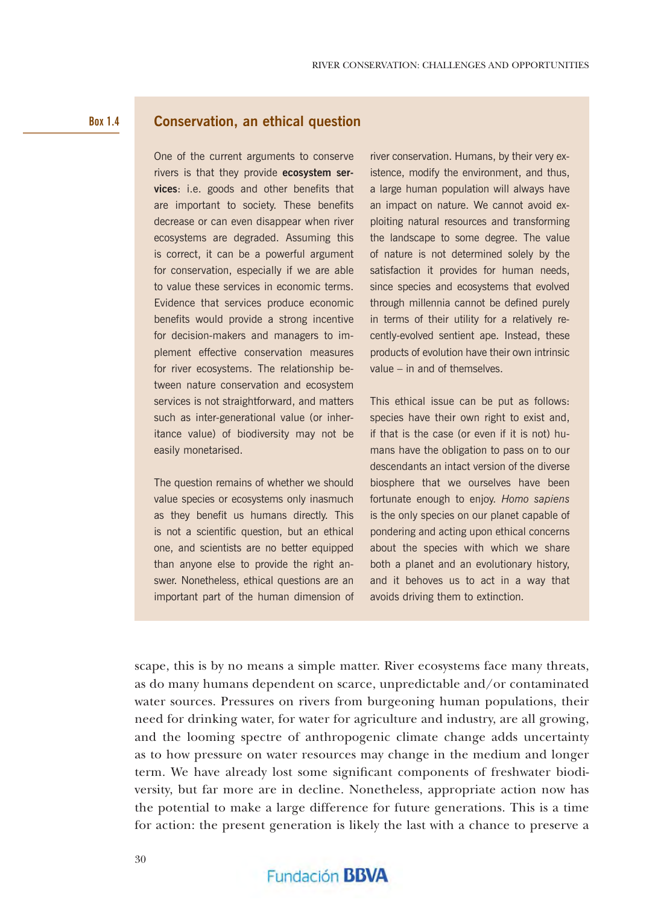**Box 1.4**

## Conservation, an ethical question

One of the current arguments to conserve rivers is that they provide **ecosystem services**: i.e. goods and other benefits that are important to society. These benefits decrease or can even disappear when river ecosystems are degraded. Assuming this is correct, it can be a powerful argument for conservation, especially if we are able to value these services in economic terms. Evidence that services produce economic benefits would provide a strong incentive for decision-makers and managers to implement effective conservation measures for river ecosystems. The relationship between nature conservation and ecosystem services is not straightforward, and matters such as inter-generational value (or inheritance value) of biodiversity may not be easily monetarised.

The question remains of whether we should value species or ecosystems only inasmuch as they benefit us humans directly. This is not a scientific question, but an ethical one, and scientists are no better equipped than anyone else to provide the right answer. Nonetheless, ethical questions are an important part of the human dimension of river conservation. Humans, by their very existence, modify the environment, and thus, a large human population will always have an impact on nature. We cannot avoid exploiting natural resources and transforming the landscape to some degree. The value of nature is not determined solely by the satisfaction it provides for human needs, since species and ecosystems that evolved through millennia cannot be defined purely in terms of their utility for a relatively recently-evolved sentient ape. Instead, these products of evolution have their own intrinsic value – in and of themselves.

This ethical issue can be put as follows: species have their own right to exist and, if that is the case (or even if it is not) humans have the obligation to pass on to our descendants an intact version of the diverse biosphere that we ourselves have been fortunate enough to enjoy. *Homo sapiens* is the only species on our planet capable of pondering and acting upon ethical concerns about the species with which we share both a planet and an evolutionary history, and it behoves us to act in a way that avoids driving them to extinction.

scape, this is by no means a simple matter. River ecosystems face many threats, as do many humans dependent on scarce, unpredictable and/or contaminated water sources. Pressures on rivers from burgeoning human populations, their need for drinking water, for water for agriculture and industry, are all growing, and the looming spectre of anthropogenic climate change adds uncertainty as to how pressure on water resources may change in the medium and longer term. We have already lost some significant components of freshwater biodiversity, but far more are in decline. Nonetheless, appropriate action now has the potential to make a large difference for future generations. This is a time for action: the present generation is likely the last with a chance to preserve a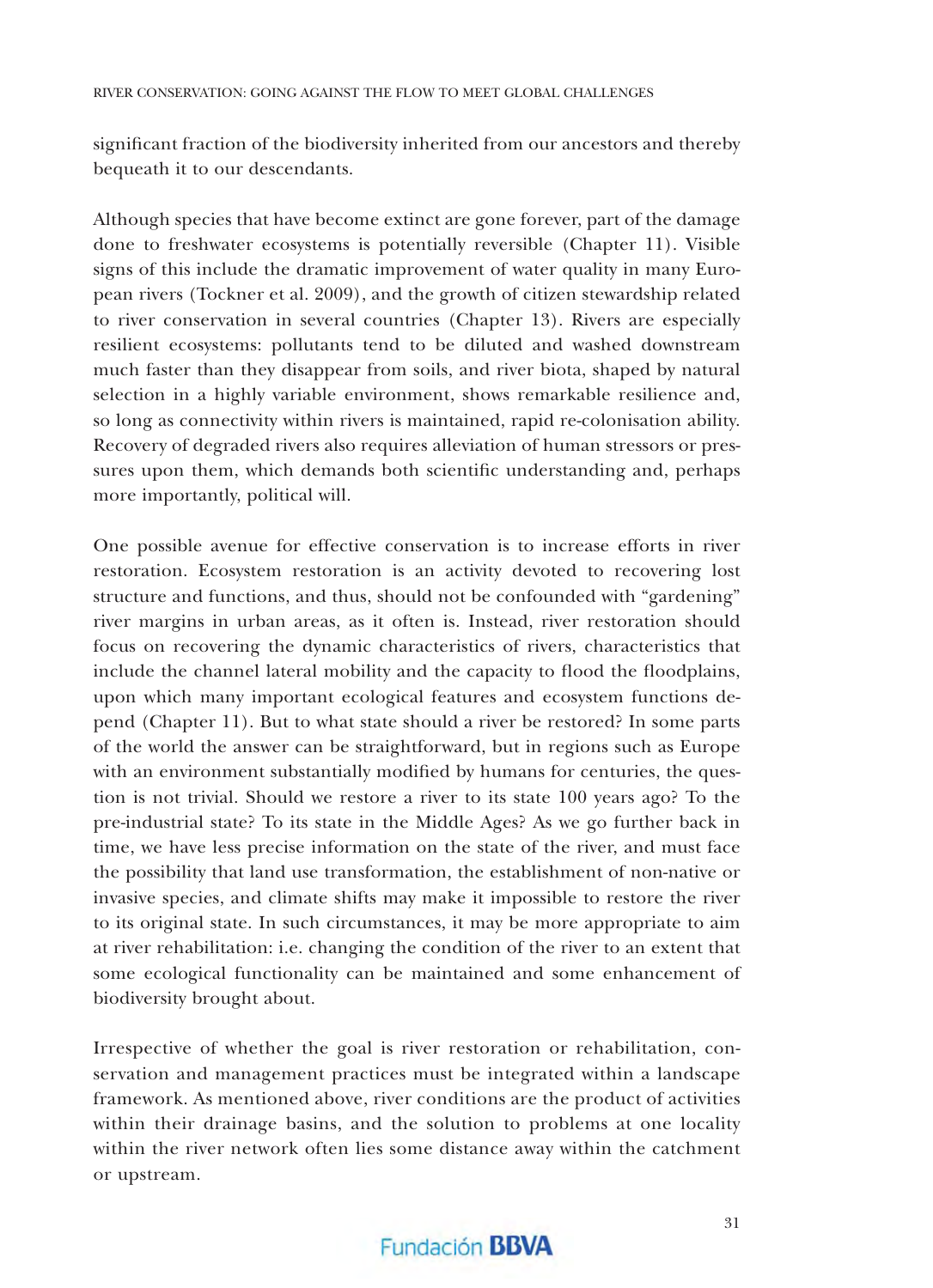significant fraction of the biodiversity inherited from our ancestors and thereby bequeath it to our descendants.

Although species that have become extinct are gone forever, part of the damage done to freshwater ecosystems is potentially reversible (Chapter 11). Visible signs of this include the dramatic improvement of water quality in many European rivers (Tockner et al. 2009), and the growth of citizen stewardship related to river conservation in several countries (Chapter 13). Rivers are especially resilient ecosystems: pollutants tend to be diluted and washed downstream much faster than they disappear from soils, and river biota, shaped by natural selection in a highly variable environment, shows remarkable resilience and, so long as connectivity within rivers is maintained, rapid re-colonisation ability. Recovery of degraded rivers also requires alleviation of human stressors or pressures upon them, which demands both scientific understanding and, perhaps more importantly, political will.

One possible avenue for effective conservation is to increase efforts in river restoration. Ecosystem restoration is an activity devoted to recovering lost structure and functions, and thus, should not be confounded with "gardening" river margins in urban areas, as it often is. Instead, river restoration should focus on recovering the dynamic characteristics of rivers, characteristics that include the channel lateral mobility and the capacity to flood the floodplains, upon which many important ecological features and ecosystem functions depend (Chapter 11). But to what state should a river be restored? In some parts of the world the answer can be straightforward, but in regions such as Europe with an environment substantially modified by humans for centuries, the question is not trivial. Should we restore a river to its state 100 years ago? To the pre-industrial state? To its state in the Middle Ages? As we go further back in time, we have less precise information on the state of the river, and must face the possibility that land use transformation, the establishment of non-native or invasive species, and climate shifts may make it impossible to restore the river to its original state. In such circumstances, it may be more appropriate to aim at river rehabilitation: i.e. changing the condition of the river to an extent that some ecological functionality can be maintained and some enhancement of biodiversity brought about.

Irrespective of whether the goal is river restoration or rehabilitation, conservation and management practices must be integrated within a landscape framework. As mentioned above, river conditions are the product of activities within their drainage basins, and the solution to problems at one locality within the river network often lies some distance away within the catchment or upstream.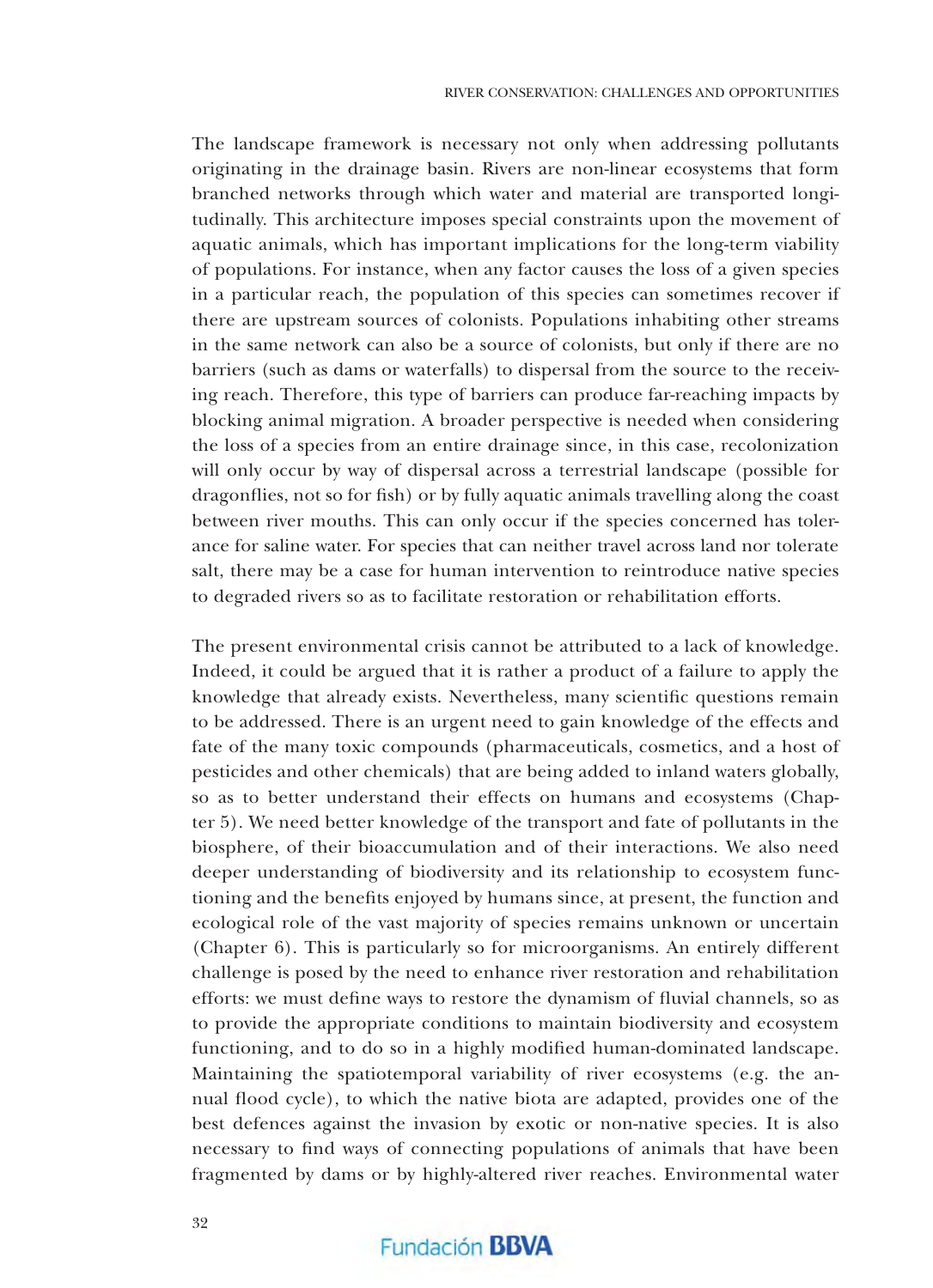The landscape framework is necessary not only when addressing pollutants originating in the drainage basin. Rivers are non-linear ecosystems that form branched networks through which water and material are transported longitudinally. This architecture imposes special constraints upon the movement of aquatic animals, which has important implications for the long-term viability of populations. For instance, when any factor causes the loss of a given species in a particular reach, the population of this species can sometimes recover if there are upstream sources of colonists. Populations inhabiting other streams in the same network can also be a source of colonists, but only if there are no barriers (such as dams or waterfalls) to dispersal from the source to the receiving reach. Therefore, this type of barriers can produce far-reaching impacts by blocking animal migration. A broader perspective is needed when considering the loss of a species from an entire drainage since, in this case, recolonization will only occur by way of dispersal across a terrestrial landscape (possible for dragonflies, not so for fish) or by fully aquatic animals travelling along the coast between river mouths. This can only occur if the species concerned has tolerance for saline water. For species that can neither travel across land nor tolerate salt, there may be a case for human intervention to reintroduce native species to degraded rivers so as to facilitate restoration or rehabilitation efforts.

The present environmental crisis cannot be attributed to a lack of knowledge. Indeed, it could be argued that it is rather a product of a failure to apply the knowledge that already exists. Nevertheless, many scientific questions remain to be addressed. There is an urgent need to gain knowledge of the effects and fate of the many toxic compounds (pharmaceuticals, cosmetics, and a host of pesticides and other chemicals) that are being added to inland waters globally, so as to better understand their effects on humans and ecosystems (Chapter 5). We need better knowledge of the transport and fate of pollutants in the biosphere, of their bioaccumulation and of their interactions. We also need deeper understanding of biodiversity and its relationship to ecosystem functioning and the benefits enjoyed by humans since, at present, the function and ecological role of the vast majority of species remains unknown or uncertain (Chapter 6). This is particularly so for microorganisms. An entirely different challenge is posed by the need to enhance river restoration and rehabilitation efforts: we must define ways to restore the dynamism of fluvial channels, so as to provide the appropriate conditions to maintain biodiversity and ecosystem functioning, and to do so in a highly modified human-dominated landscape. Maintaining the spatiotemporal variability of river ecosystems (e.g. the annual flood cycle), to which the native biota are adapted, provides one of the best defences against the invasion by exotic or non-native species. It is also necessary to find ways of connecting populations of animals that have been fragmented by dams or by highly-altered river reaches. Environmental water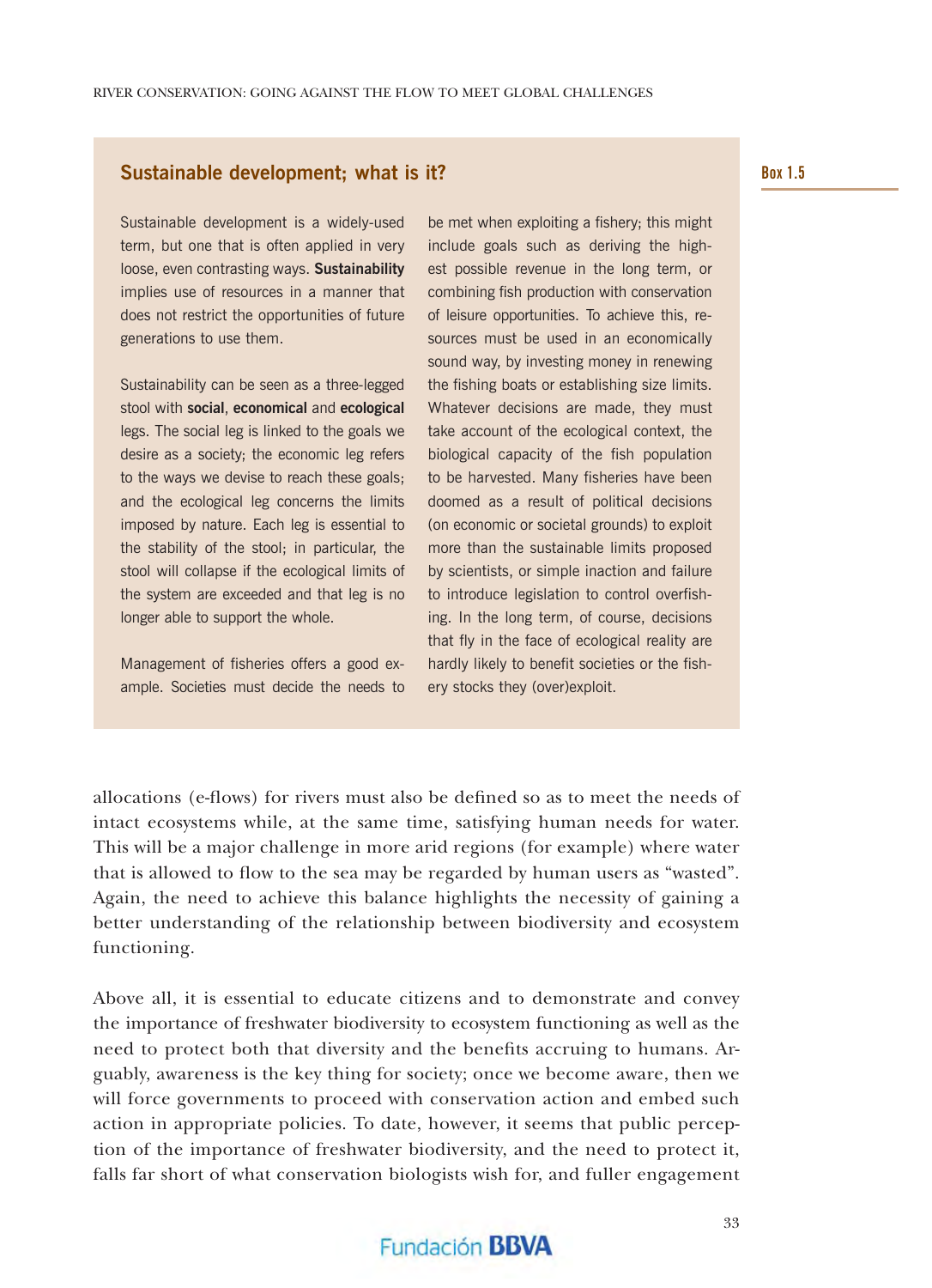## Sustainable development; what is it?

**Box 1.5**

Sustainable development is a widely-used term, but one that is often applied in very loose, even contrasting ways. **Sustainability** implies use of resources in a manner that does not restrict the opportunities of future generations to use them.

Sustainability can be seen as a three-legged stool with **social**, **economical** and **ecological** legs. The social leg is linked to the goals we desire as a society; the economic leg refers to the ways we devise to reach these goals; and the ecological leg concerns the limits imposed by nature. Each leg is essential to the stability of the stool; in particular, the stool will collapse if the ecological limits of the system are exceeded and that leg is no longer able to support the whole.

Management of fisheries offers a good example. Societies must decide the needs to be met when exploiting a fishery; this might include goals such as deriving the highest possible revenue in the long term, or combining fish production with conservation of leisure opportunities. To achieve this, resources must be used in an economically sound way, by investing money in renewing the fishing boats or establishing size limits. Whatever decisions are made, they must take account of the ecological context, the biological capacity of the fish population to be harvested. Many fisheries have been doomed as a result of political decisions (on economic or societal grounds) to exploit more than the sustainable limits proposed by scientists, or simple inaction and failure to introduce legislation to control overfishing. In the long term, of course, decisions that fly in the face of ecological reality are hardly likely to benefit societies or the fishery stocks they (over)exploit.

allocations (e-flows) for rivers must also be defined so as to meet the needs of intact ecosystems while, at the same time, satisfying human needs for water. This will be a major challenge in more arid regions (for example) where water that is allowed to flow to the sea may be regarded by human users as "wasted". Again, the need to achieve this balance highlights the necessity of gaining a better understanding of the relationship between biodiversity and ecosystem functioning.

Above all, it is essential to educate citizens and to demonstrate and convey the importance of freshwater biodiversity to ecosystem functioning as well as the need to protect both that diversity and the benefits accruing to humans. Arguably, awareness is the key thing for society; once we become aware, then we will force governments to proceed with conservation action and embed such action in appropriate policies. To date, however, it seems that public perception of the importance of freshwater biodiversity, and the need to protect it, falls far short of what conservation biologists wish for, and fuller engagement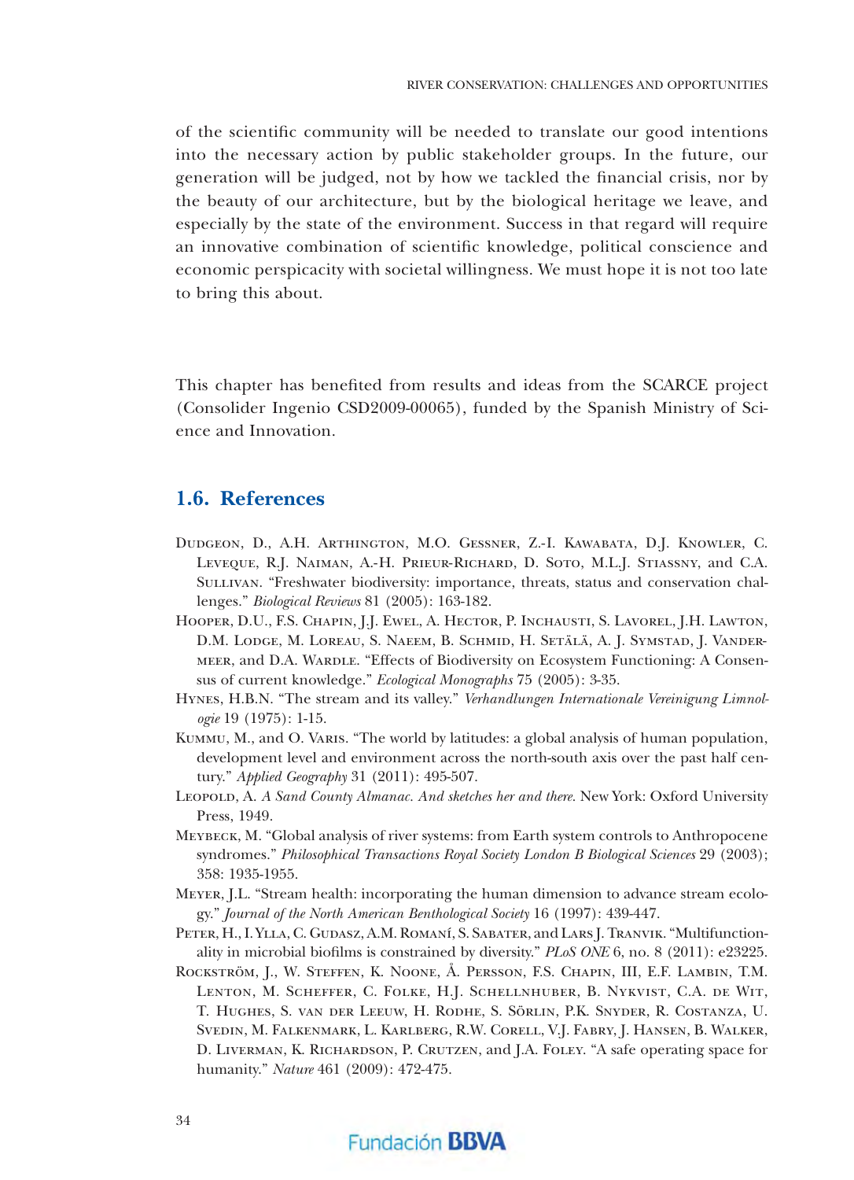of the scientific community will be needed to translate our good intentions into the necessary action by public stakeholder groups. In the future, our generation will be judged, not by how we tackled the financial crisis, nor by the beauty of our architecture, but by the biological heritage we leave, and especially by the state of the environment. Success in that regard will require an innovative combination of scientific knowledge, political conscience and economic perspicacity with societal willingness. We must hope it is not too late to bring this about.

This chapter has benefited from results and ideas from the SCARCE project (Consolider Ingenio CSD2009-00065), funded by the Spanish Ministry of Science and Innovation.

## 1.6. References

Dudgeon, D., A.H. Arthington, M.O. Gessner, Z.-I. Kawabata, D.J. Knowler, C. Leveque, R.J. Naiman, A.-H. Prieur-Richard, D. Soto, M.L.J. Stiassny, and C.A. Sullivan. "Freshwater biodiversity: importance, threats, status and conservation challenges." *Biological Reviews* 81 (2005): 163-182.

Hooper, D.U., F.S. Chapin, J.J. Ewel, A. Hector, P. Inchausti, S. Lavorel, J.H. Lawton, D.M. Lodge, M. Loreau, S. Naeem, B. Schmid, H. Setälä, A. J. Symstad, J. Vandermeer, and D.A. Wardle. "Effects of Biodiversity on Ecosystem Functioning: A Consensus of current knowledge." *Ecological Monographs* 75 (2005): 3-35.

Hynes, H.B.N. "The stream and its valley." *Verhandlungen Internationale Vereinigung Limnologie* 19 (1975): 1-15.

Kummu, M., and O. Varis. "The world by latitudes: a global analysis of human population, development level and environment across the north-south axis over the past half century." *Applied Geography* 31 (2011): 495-507.

Leopold, A. *A Sand County Almanac. And sketches her and there.* New York: Oxford University Press, 1949.

Meybeck, M. "Global analysis of river systems: from Earth system controls to Anthropocene syndromes." *Philosophical Transactions Royal Society London B Biological Sciences* 29 (2003); 358: 1935-1955.

Meyer, J.L. "Stream health: incorporating the human dimension to advance stream ecology." *Journal of the North American Benthological Society* 16 (1997): 439-447.

Peter, H., I. Ylla, C. Gudasz, A.M. Romaní, S. Sabater, and Lars J. Tranvik. "Multifunctionality in microbial biofilms is constrained by diversity." *PLoS ONE* 6, no. 8 (2011): e23225.

Rockström, J., W. Steffen, K. Noone, Å. Persson, F.S. Chapin, III, E.F. Lambin, T.M. Lenton, M. Scheffer, C. Folke, H.J. Schellnhuber, B. Nykvist, C.A. de Wit, T. Hughes, S. van der Leeuw, H. Rodhe, S. Sörlin, P.K. Snyder, R. Costanza, U. Svedin, M. Falkenmark, L. Karlberg, R.W. Corell, V.J. Fabry, J. Hansen, B. Walker, D. Liverman, K. Richardson, P. Crutzen, and J.A. Foley. "A safe operating space for humanity." *Nature* 461 (2009): 472-475.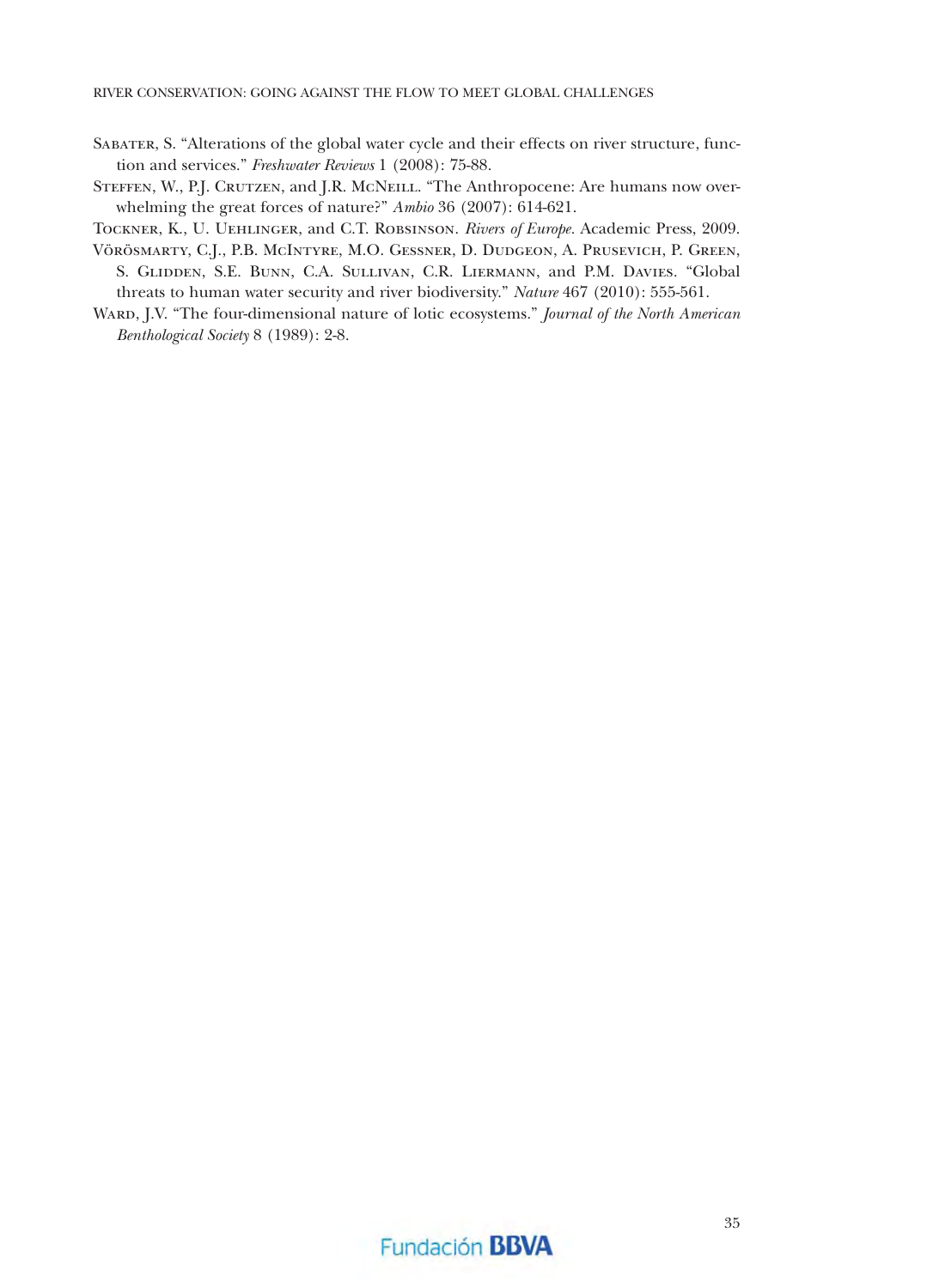Sabater, S. "Alterations of the global water cycle and their effects on river structure, function and services." *Freshwater Reviews* 1 (2008): 75-88.

Steffen, W., P.J. Crutzen, and J.R. McNeill. "The Anthropocene: Are humans now overwhelming the great forces of nature?" *Ambio* 36 (2007): 614-621.

Tockner, K., U. Uehlinger, and C.T. Robsinson. *Rivers of Europe*. Academic Press, 2009.

Vörösmarty, C.J., P.B. McIntyre, M.O. Gessner, D. Dudgeon, A. Prusevich, P. Green, S. Glidden, S.E. Bunn, C.A. Sullivan, C.R. Liermann, and P.M. Davies. "Global threats to human water security and river biodiversity." *Nature* 467 (2010): 555-561.

Ward, J.V. "The four-dimensional nature of lotic ecosystems." *Journal of the North American Benthological Society* 8 (1989): 2-8.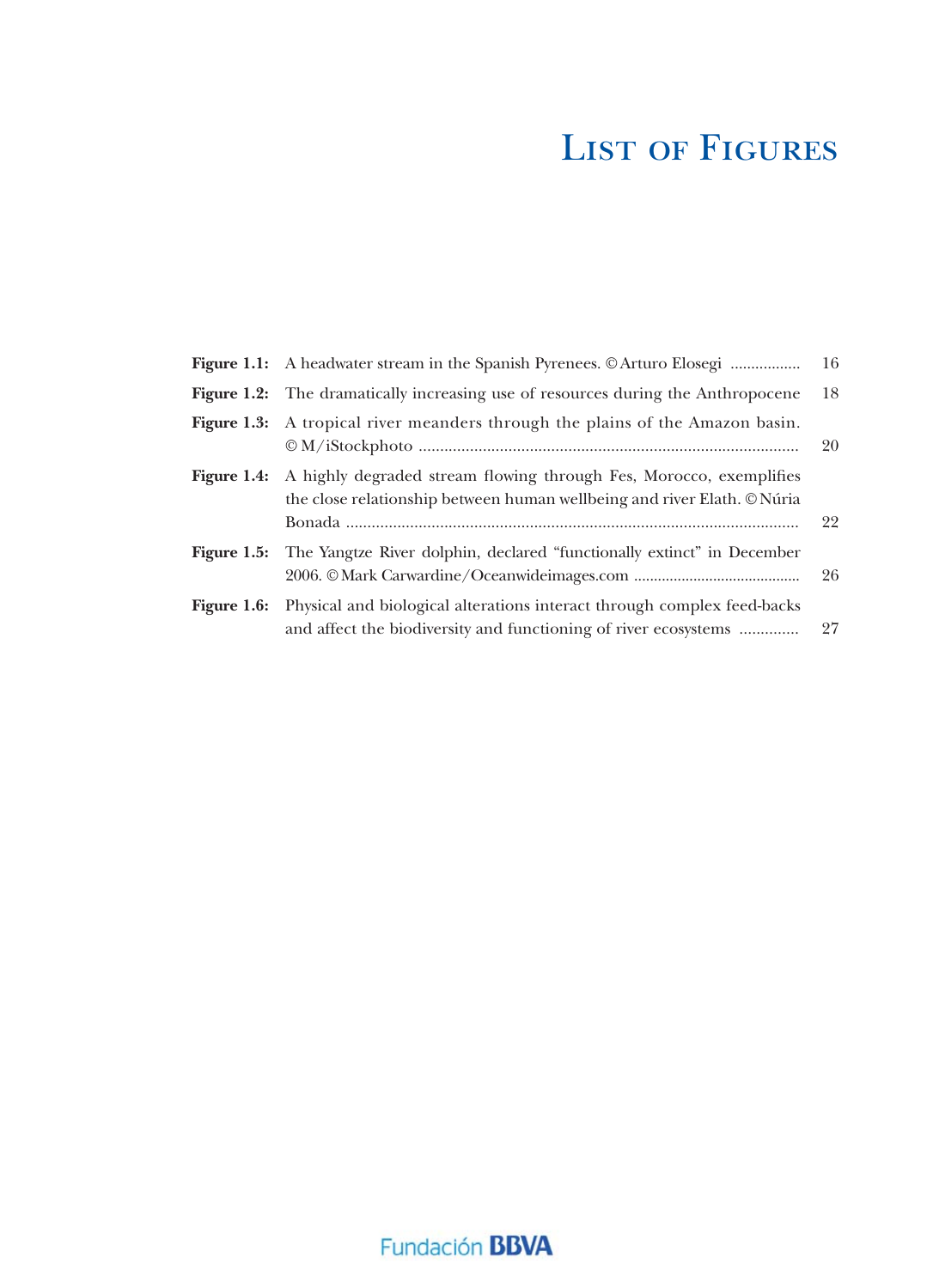# List of Figures

| | | |
|---|---|---|
| **Figure 1.1:** | A headwater stream in the Spanish Pyrenees. © Arturo Elosegi | 16 |
| **Figure 1.2:** | The dramatically increasing use of resources during the Anthropocene | 18 |
| **Figure 1.3:** | A tropical river meanders through the plains of the Amazon basin. © M/iStockphoto | 20 |
| **Figure 1.4:** | A highly degraded stream flowing through Fes, Morocco, exemplifies the close relationship between human wellbeing and river Elath. © Núria Bonada | 22 |
| **Figure 1.5:** | The Yangtze River dolphin, declared "functionally extinct" in December 2006. © Mark Carwardine/Oceanwideimages.com | 26 |
| **Figure 1.6:** | Physical and biological alterations interact through complex feed-backs and affect the biodiversity and functioning of river ecosystems | 27 |